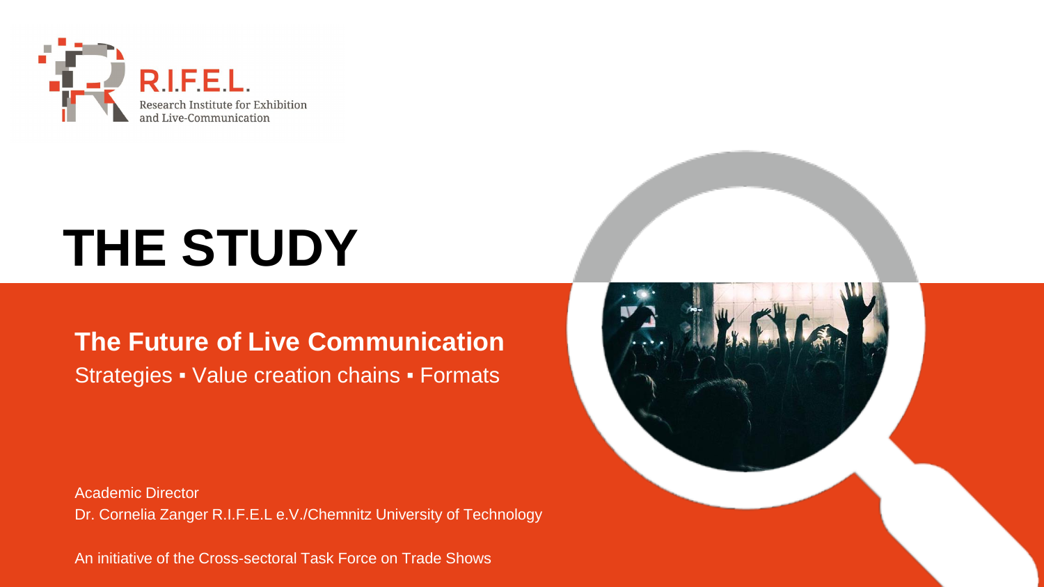R.I.F.E.L.
Research Institute for Exhibition and Live-Communication

# THE STUDY

## The Future of Live Communication

Strategies ▪ Value creation chains ▪ Formats

Academic Director
Dr. Cornelia Zanger R.I.F.E.L e.V./Chemnitz University of Technology

An initiative of the Cross-sectoral Task Force on Trade Shows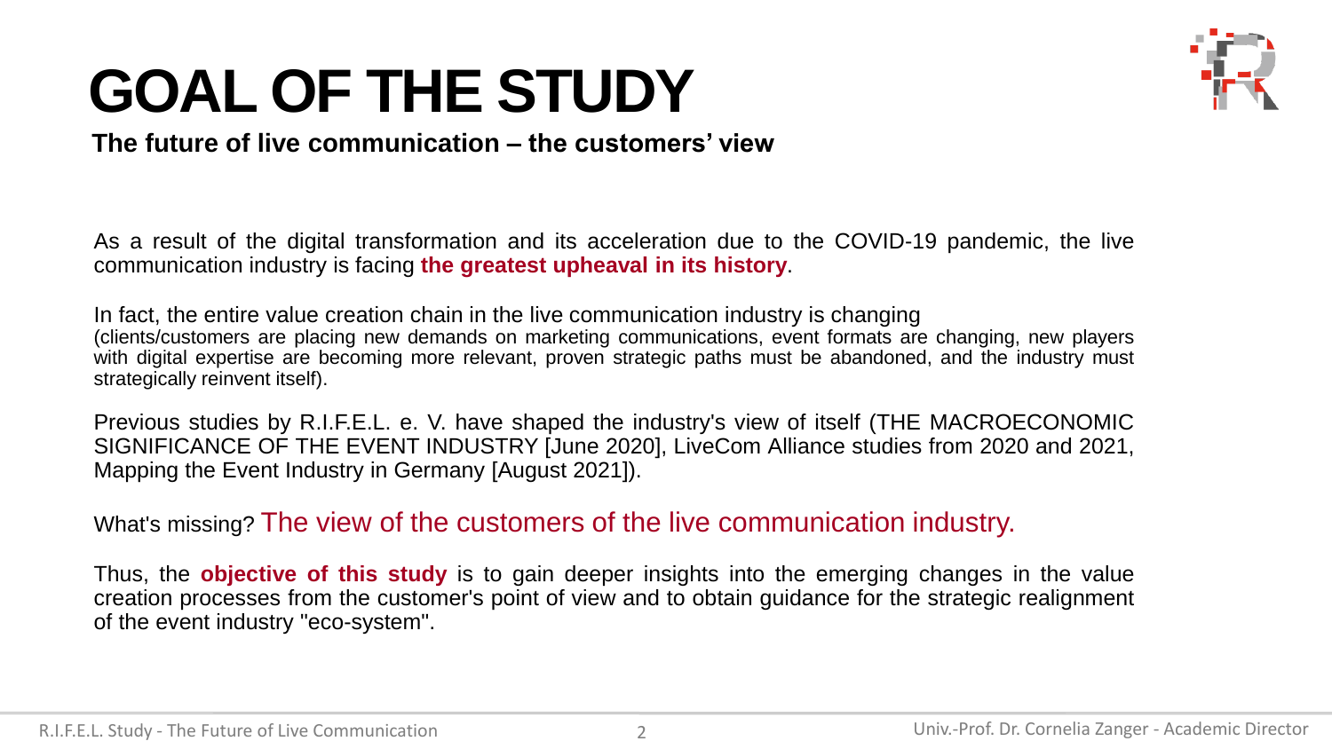# GOAL OF THE STUDY

**The future of live communication – the customers' view**

As a result of the digital transformation and its acceleration due to the COVID-19 pandemic, the live communication industry is facing **the greatest upheaval in its history**.

In fact, the entire value creation chain in the live communication industry is changing
(clients/customers are placing new demands on marketing communications, event formats are changing, new players with digital expertise are becoming more relevant, proven strategic paths must be abandoned, and the industry must strategically reinvent itself).

Previous studies by R.I.F.E.L. e. V. have shaped the industry's view of itself (THE MACROECONOMIC SIGNIFICANCE OF THE EVENT INDUSTRY [June 2020], LiveCom Alliance studies from 2020 and 2021, Mapping the Event Industry in Germany [August 2021]).

What's missing? The view of the customers of the live communication industry.

Thus, the **objective of this study** is to gain deeper insights into the emerging changes in the value creation processes from the customer's point of view and to obtain guidance for the strategic realignment of the event industry "eco-system".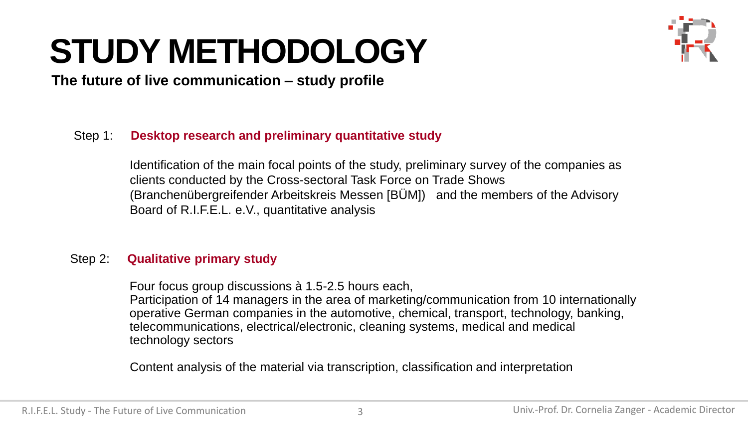# STUDY METHODOLOGY

**The future of live communication – study profile**

Step 1: **Desktop research and preliminary quantitative study**

Identification of the main focal points of the study, preliminary survey of the companies as clients conducted by the Cross-sectoral Task Force on Trade Shows (Branchenübergreifender Arbeitskreis Messen [BÜM]) and the members of the Advisory Board of R.I.F.E.L. e.V., quantitative analysis

Step 2: **Qualitative primary study**

Four focus group discussions à 1.5-2.5 hours each,
Participation of 14 managers in the area of marketing/communication from 10 internationally operative German companies in the automotive, chemical, transport, technology, banking, telecommunications, electrical/electronic, cleaning systems, medical and medical technology sectors

Content analysis of the material via transcription, classification and interpretation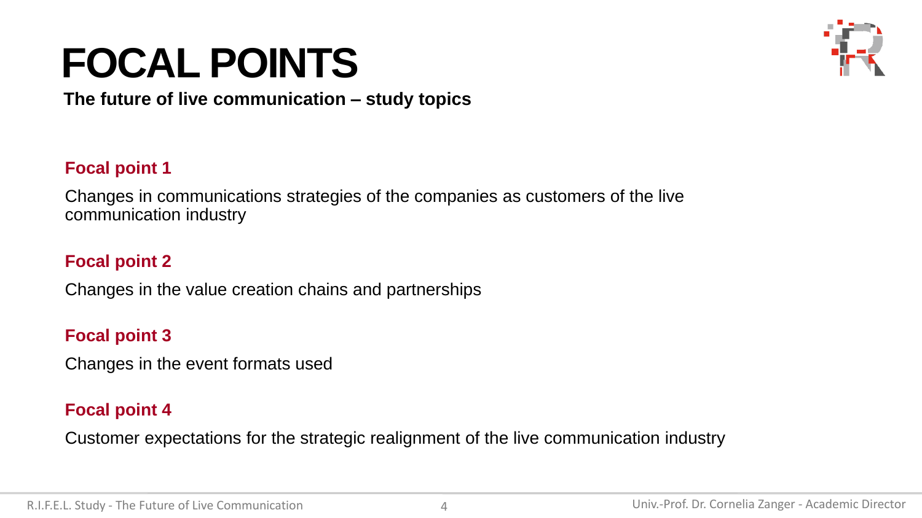# FOCAL POINTS

**The future of live communication – study topics**

**Focal point 1**

Changes in communications strategies of the companies as customers of the live communication industry

**Focal point 2**

Changes in the value creation chains and partnerships

**Focal point 3**

Changes in the event formats used

**Focal point 4**

Customer expectations for the strategic realignment of the live communication industry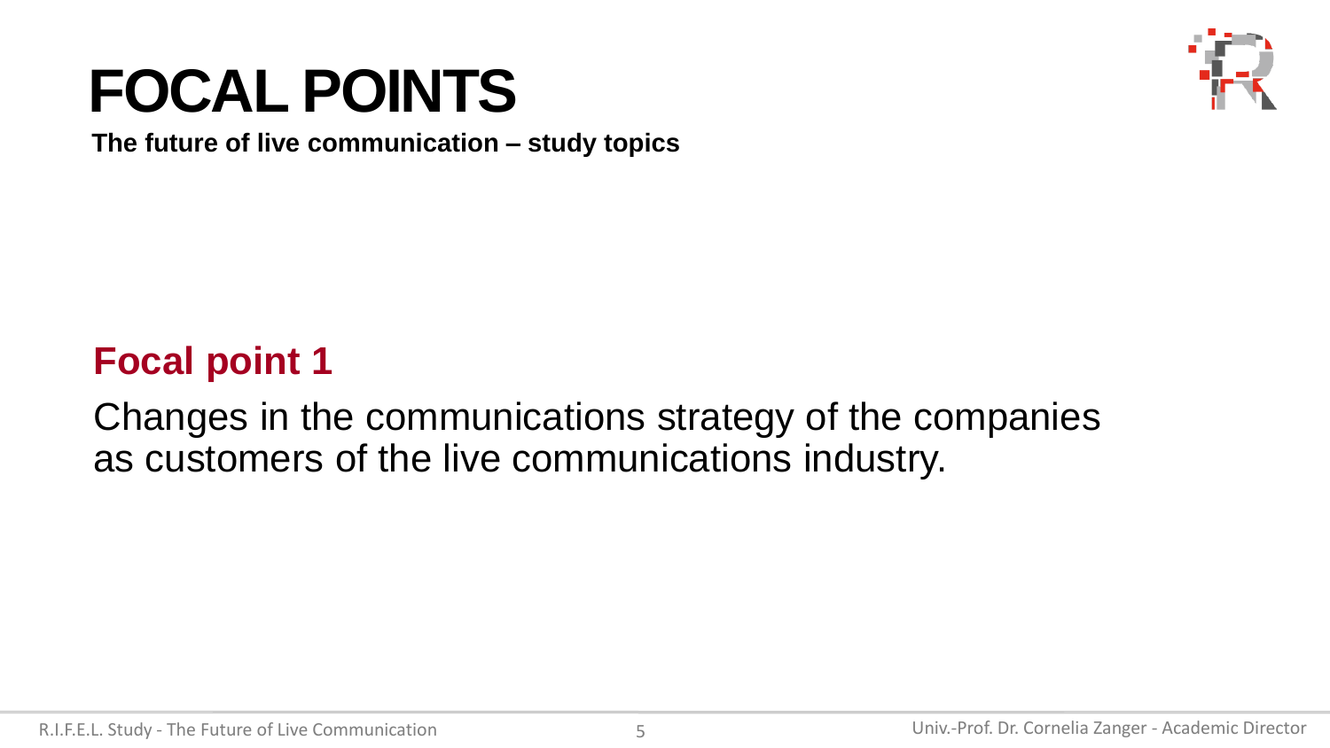# FOCAL POINTS

**The future of live communication – study topics**

## Focal point 1

Changes in the communications strategy of the companies as customers of the live communications industry.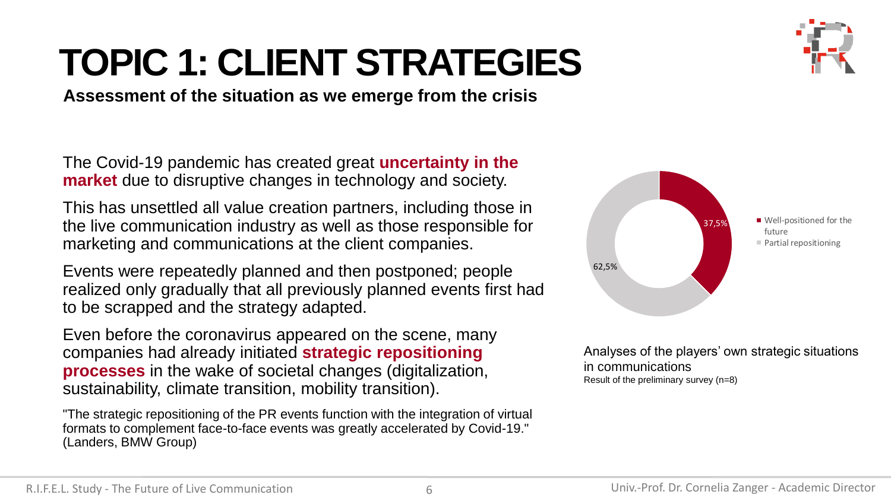# TOPIC 1: CLIENT STRATEGIES

**Assessment of the situation as we emerge from the crisis**

The Covid-19 pandemic has created great **uncertainty in the market** due to disruptive changes in technology and society.

This has unsettled all value creation partners, including those in the live communication industry as well as those responsible for marketing and communications at the client companies.

Events were repeatedly planned and then postponed; people realized only gradually that all previously planned events first had to be scrapped and the strategy adapted.

Even before the coronavirus appeared on the scene, many companies had already initiated **strategic repositioning processes** in the wake of societal changes (digitalization, sustainability, climate transition, mobility transition).

"The strategic repositioning of the PR events function with the integration of virtual formats to complement face-to-face events was greatly accelerated by Covid-19." (Landers, BMW Group)

37,5%

62,5%

Well-positioned for the future

Partial repositioning

Analyses of the players' own strategic situations in communications

Result of the preliminary survey (n=8)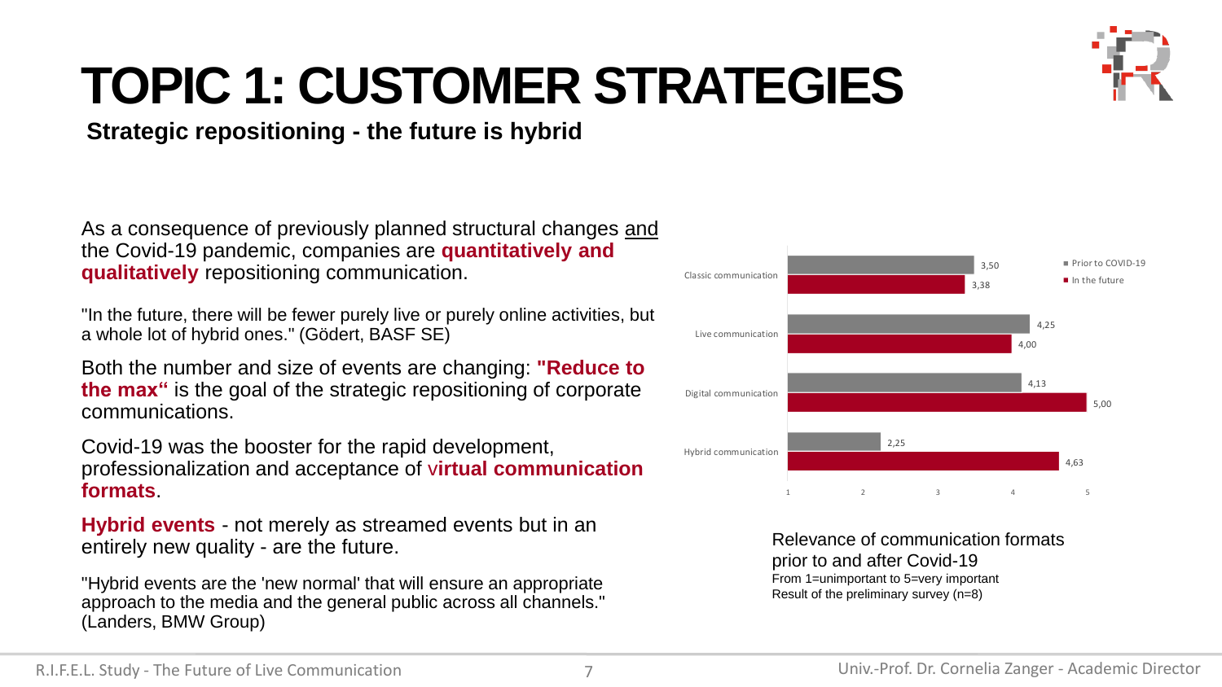# TOPIC 1: CUSTOMER STRATEGIES

**Strategic repositioning - the future is hybrid**

As a consequence of previously planned structural changes and the Covid-19 pandemic, companies are **quantitatively and qualitatively** repositioning communication.

"In the future, there will be fewer purely live or purely online activities, but a whole lot of hybrid ones." (Gödert, BASF SE)

Both the number and size of events are changing: **"Reduce to the max"** is the goal of the strategic repositioning of corporate communications.

Covid-19 was the booster for the rapid development, professionalization and acceptance of **virtual communication formats**.

**Hybrid events** - not merely as streamed events but in an entirely new quality - are the future.

"Hybrid events are the 'new normal' that will ensure an appropriate approach to the media and the general public across all channels." (Landers, BMW Group)

Prior to COVID-19
In the future

Classic communication
3,50
3,38

Live communication
4,25
4,00

Digital communication
4,13
5,00

Hybrid communication
2,25
4,63

1 2 3 4 5

Relevance of communication formats prior to and after Covid-19
From 1=unimportant to 5=very important
Result of the preliminary survey (n=8)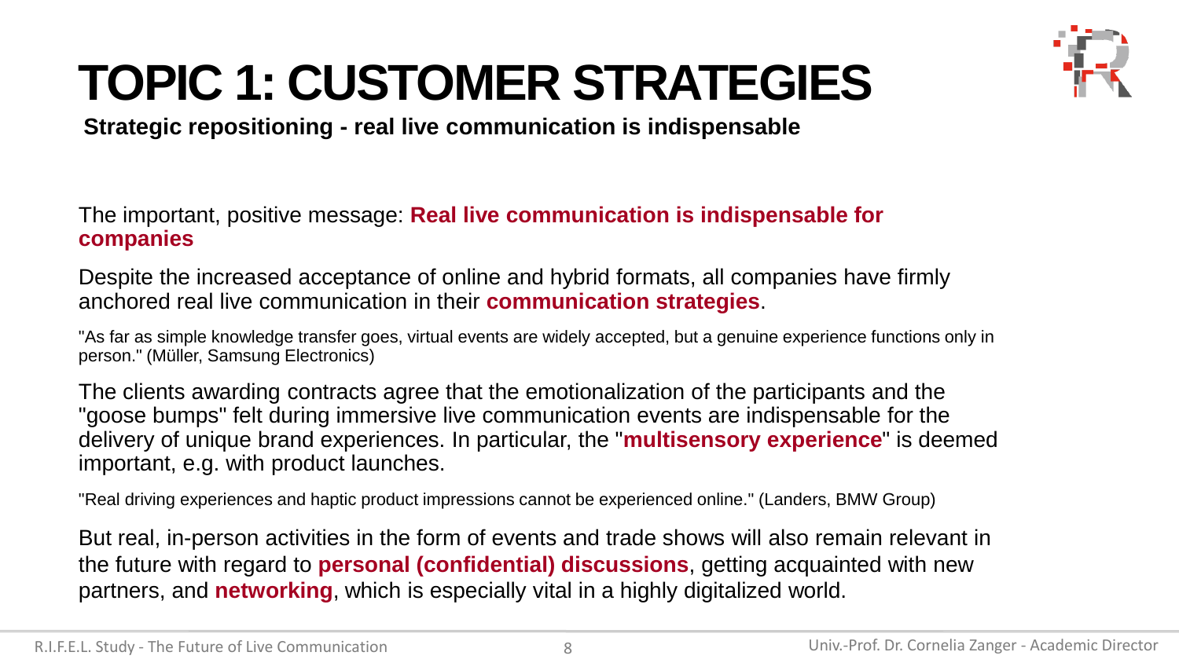# TOPIC 1: CUSTOMER STRATEGIES

**Strategic repositioning - real live communication is indispensable**

The important, positive message: **Real live communication is indispensable for companies**

Despite the increased acceptance of online and hybrid formats, all companies have firmly anchored real live communication in their **communication strategies**.

"As far as simple knowledge transfer goes, virtual events are widely accepted, but a genuine experience functions only in person." (Müller, Samsung Electronics)

The clients awarding contracts agree that the emotionalization of the participants and the "goose bumps" felt during immersive live communication events are indispensable for the delivery of unique brand experiences. In particular, the "**multisensory experience**" is deemed important, e.g. with product launches.

"Real driving experiences and haptic product impressions cannot be experienced online." (Landers, BMW Group)

But real, in-person activities in the form of events and trade shows will also remain relevant in the future with regard to **personal (confidential) discussions**, getting acquainted with new partners, and **networking**, which is especially vital in a highly digitalized world.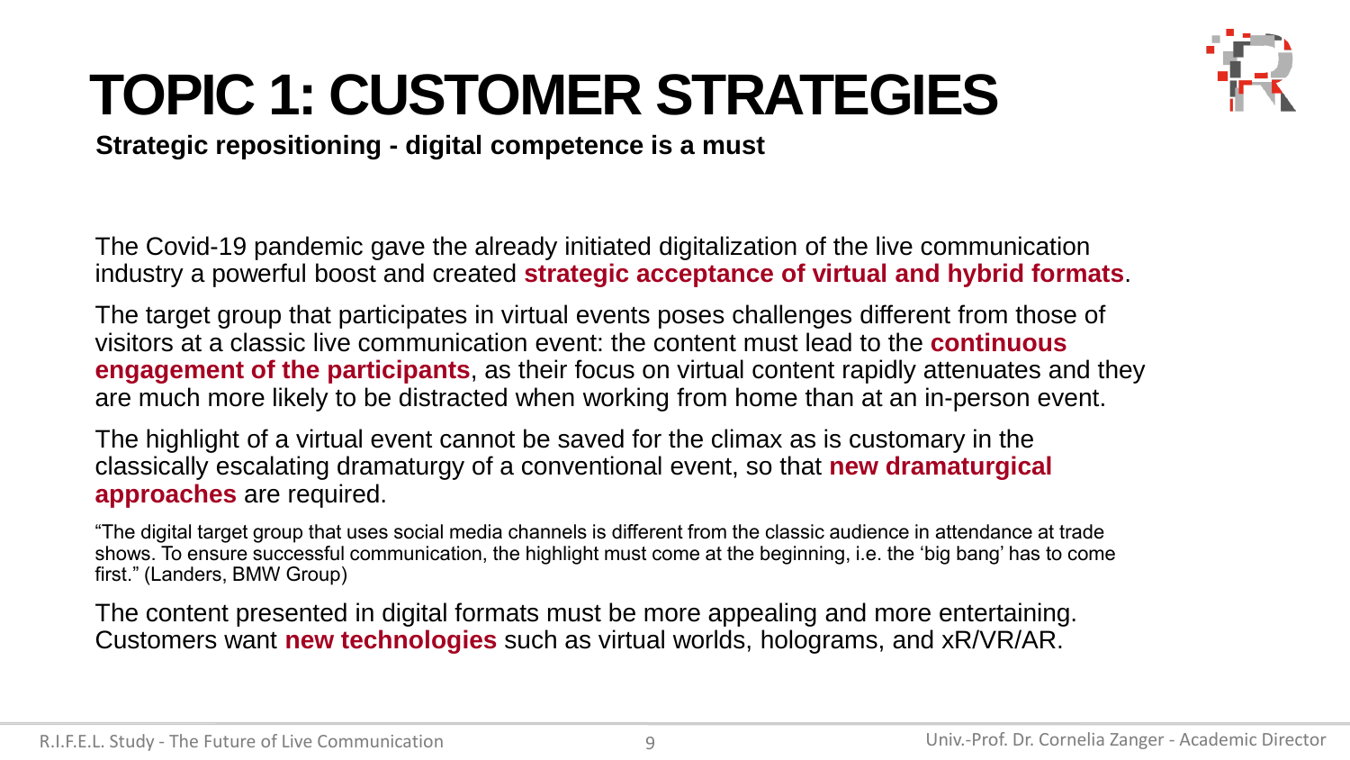# TOPIC 1: CUSTOMER STRATEGIES

**Strategic repositioning - digital competence is a must**

The Covid-19 pandemic gave the already initiated digitalization of the live communication industry a powerful boost and created **strategic acceptance of virtual and hybrid formats**.

The target group that participates in virtual events poses challenges different from those of visitors at a classic live communication event: the content must lead to the **continuous engagement of the participants**, as their focus on virtual content rapidly attenuates and they are much more likely to be distracted when working from home than at an in-person event.

The highlight of a virtual event cannot be saved for the climax as is customary in the classically escalating dramaturgy of a conventional event, so that **new dramaturgical approaches** are required.

"The digital target group that uses social media channels is different from the classic audience in attendance at trade shows. To ensure successful communication, the highlight must come at the beginning, i.e. the 'big bang' has to come first." (Landers, BMW Group)

The content presented in digital formats must be more appealing and more entertaining. Customers want **new technologies** such as virtual worlds, holograms, and xR/VR/AR.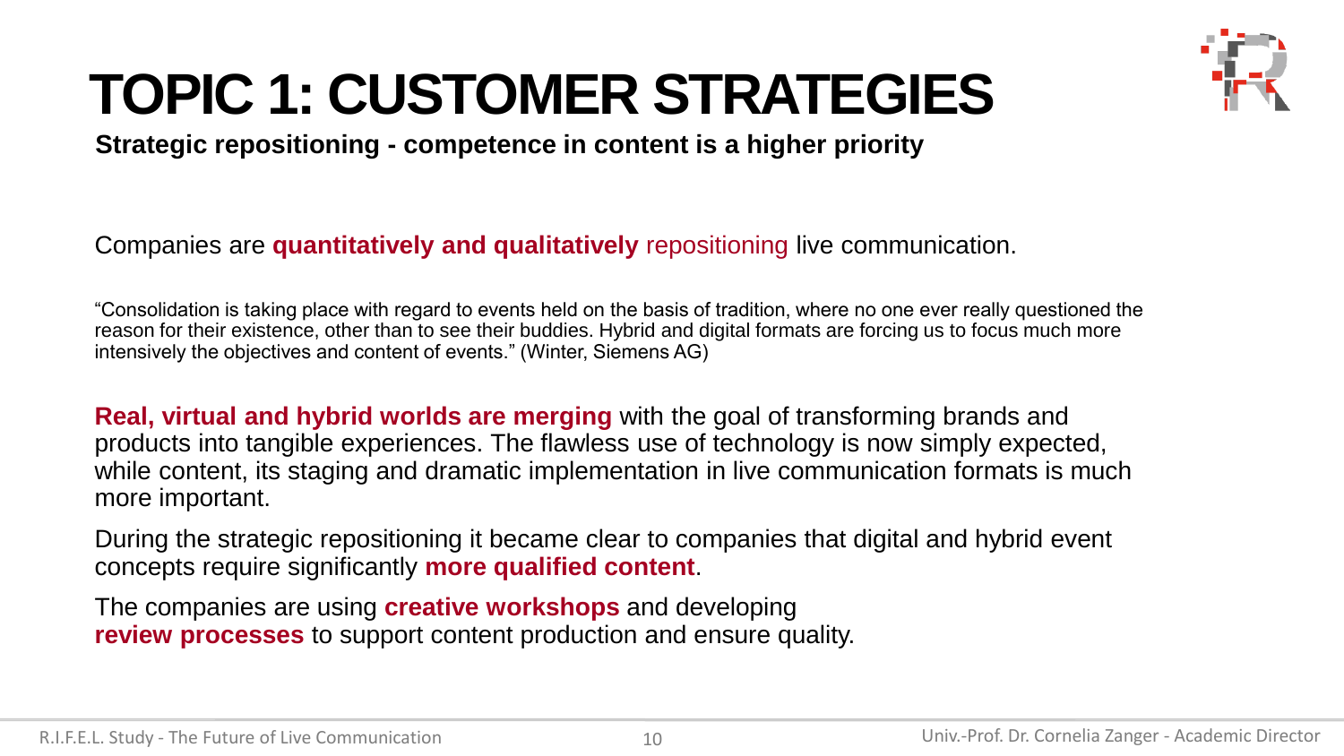# TOPIC 1: CUSTOMER STRATEGIES

**Strategic repositioning - competence in content is a higher priority**

Companies are **quantitatively and qualitatively** repositioning live communication.

"Consolidation is taking place with regard to events held on the basis of tradition, where no one ever really questioned the reason for their existence, other than to see their buddies. Hybrid and digital formats are forcing us to focus much more intensively the objectives and content of events." (Winter, Siemens AG)

**Real, virtual and hybrid worlds are merging** with the goal of transforming brands and products into tangible experiences. The flawless use of technology is now simply expected, while content, its staging and dramatic implementation in live communication formats is much more important.

During the strategic repositioning it became clear to companies that digital and hybrid event concepts require significantly **more qualified content**.

The companies are using **creative workshops** and developing **review processes** to support content production and ensure quality.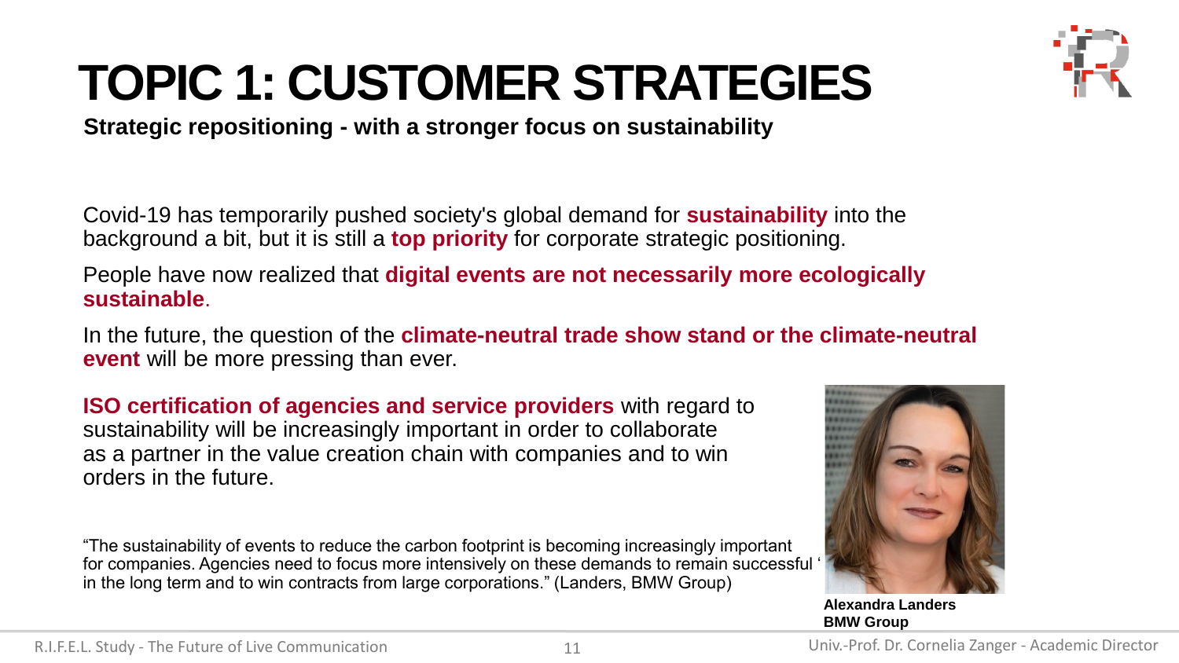# TOPIC 1: CUSTOMER STRATEGIES

**Strategic repositioning - with a stronger focus on sustainability**

Covid-19 has temporarily pushed society's global demand for **sustainability** into the background a bit, but it is still a **top priority** for corporate strategic positioning.

People have now realized that **digital events are not necessarily more ecologically sustainable**.

In the future, the question of the **climate-neutral trade show stand or the climate-neutral event** will be more pressing than ever.

**ISO certification of agencies and service providers** with regard to sustainability will be increasingly important in order to collaborate as a partner in the value creation chain with companies and to win orders in the future.

"The sustainability of events to reduce the carbon footprint is becoming increasingly important for companies. Agencies need to focus more intensively on these demands to remain successful in the long term and to win contracts from large corporations." (Landers, BMW Group)

**Alexandra Landers**
**BMW Group**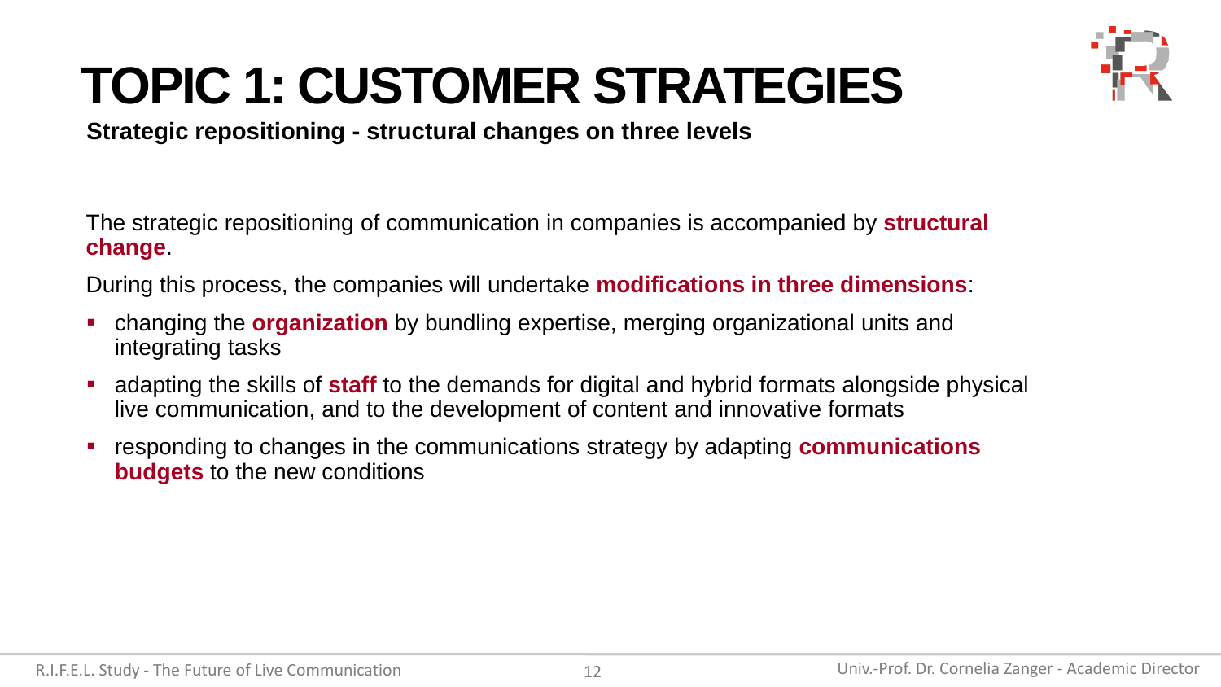# TOPIC 1: CUSTOMER STRATEGIES

**Strategic repositioning - structural changes on three levels**

The strategic repositioning of communication in companies is accompanied by **structural change**.

During this process, the companies will undertake **modifications in three dimensions**:

- changing the **organization** by bundling expertise, merging organizational units and integrating tasks
- adapting the skills of **staff** to the demands for digital and hybrid formats alongside physical live communication, and to the development of content and innovative formats
- responding to changes in the communications strategy by adapting **communications budgets** to the new conditions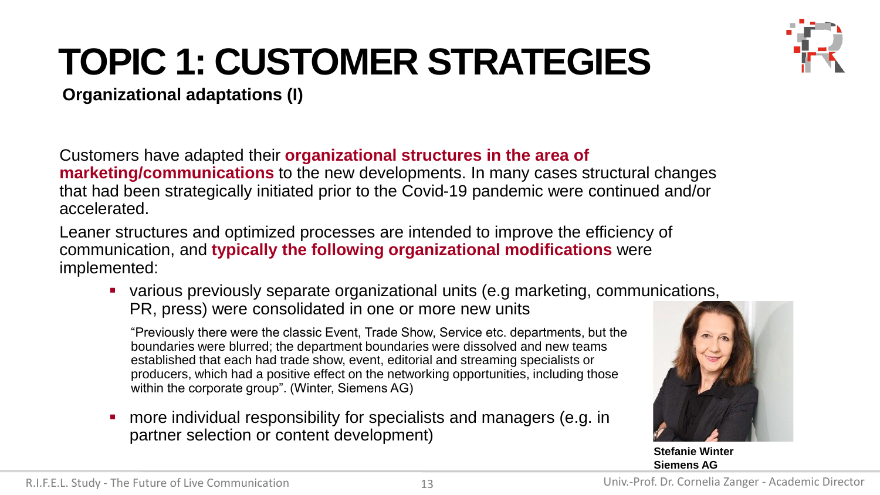# TOPIC 1: CUSTOMER STRATEGIES

**Organizational adaptations (I)**

Customers have adapted their **organizational structures in the area of marketing/communications** to the new developments. In many cases structural changes that had been strategically initiated prior to the Covid-19 pandemic were continued and/or accelerated.

Leaner structures and optimized processes are intended to improve the efficiency of communication, and **typically the following organizational modifications** were implemented:

- various previously separate organizational units (e.g marketing, communications, PR, press) were consolidated in one or more new units

  "Previously there were the classic Event, Trade Show, Service etc. departments, but the boundaries were blurred; the department boundaries were dissolved and new teams established that each had trade show, event, editorial and streaming specialists or producers, which had a positive effect on the networking opportunities, including those within the corporate group". (Winter, Siemens AG)

- more individual responsibility for specialists and managers (e.g. in partner selection or content development)

**Stefanie Winter**
**Siemens AG**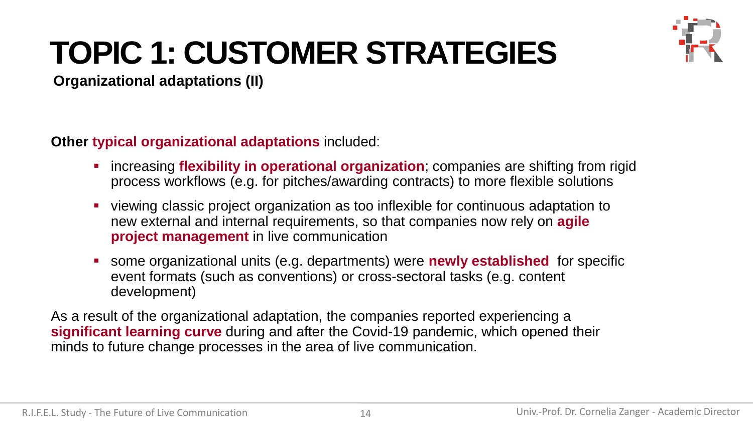# TOPIC 1: CUSTOMER STRATEGIES

**Organizational adaptations (II)**

**Other typical organizational adaptations** included:

- increasing **flexibility in operational organization**; companies are shifting from rigid process workflows (e.g. for pitches/awarding contracts) to more flexible solutions
- viewing classic project organization as too inflexible for continuous adaptation to new external and internal requirements, so that companies now rely on **agile project management** in live communication
- some organizational units (e.g. departments) were **newly established** for specific event formats (such as conventions) or cross-sectoral tasks (e.g. content development)

As a result of the organizational adaptation, the companies reported experiencing a **significant learning curve** during and after the Covid-19 pandemic, which opened their minds to future change processes in the area of live communication.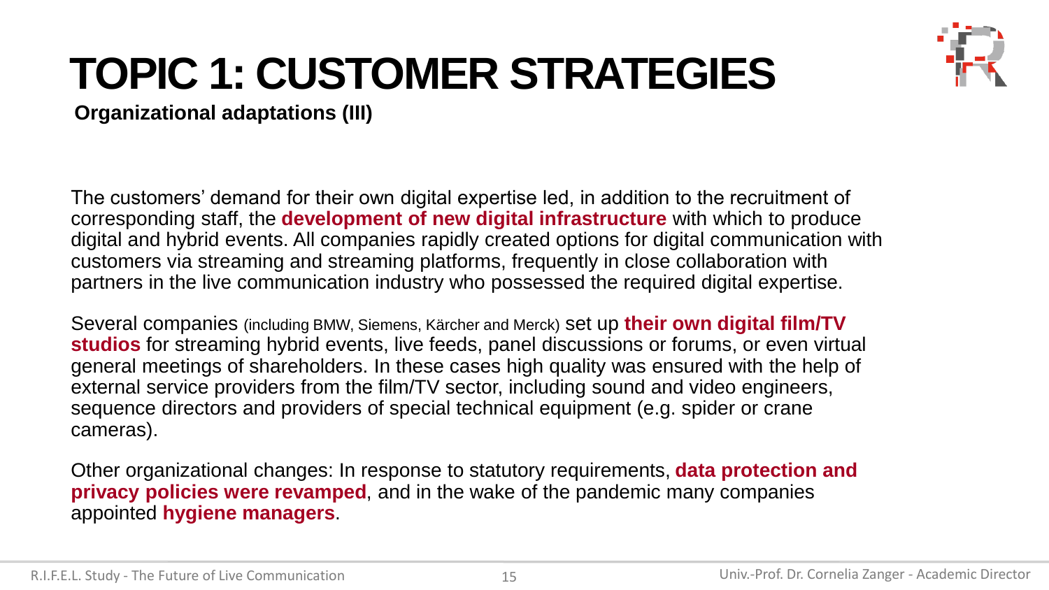# TOPIC 1: CUSTOMER STRATEGIES

**Organizational adaptations (III)**

The customers' demand for their own digital expertise led, in addition to the recruitment of corresponding staff, the **development of new digital infrastructure** with which to produce digital and hybrid events. All companies rapidly created options for digital communication with customers via streaming and streaming platforms, frequently in close collaboration with partners in the live communication industry who possessed the required digital expertise.

Several companies (including BMW, Siemens, Kärcher and Merck) set up **their own digital film/TV studios** for streaming hybrid events, live feeds, panel discussions or forums, or even virtual general meetings of shareholders. In these cases high quality was ensured with the help of external service providers from the film/TV sector, including sound and video engineers, sequence directors and providers of special technical equipment (e.g. spider or crane cameras).

Other organizational changes: In response to statutory requirements, **data protection and privacy policies were revamped**, and in the wake of the pandemic many companies appointed **hygiene managers**.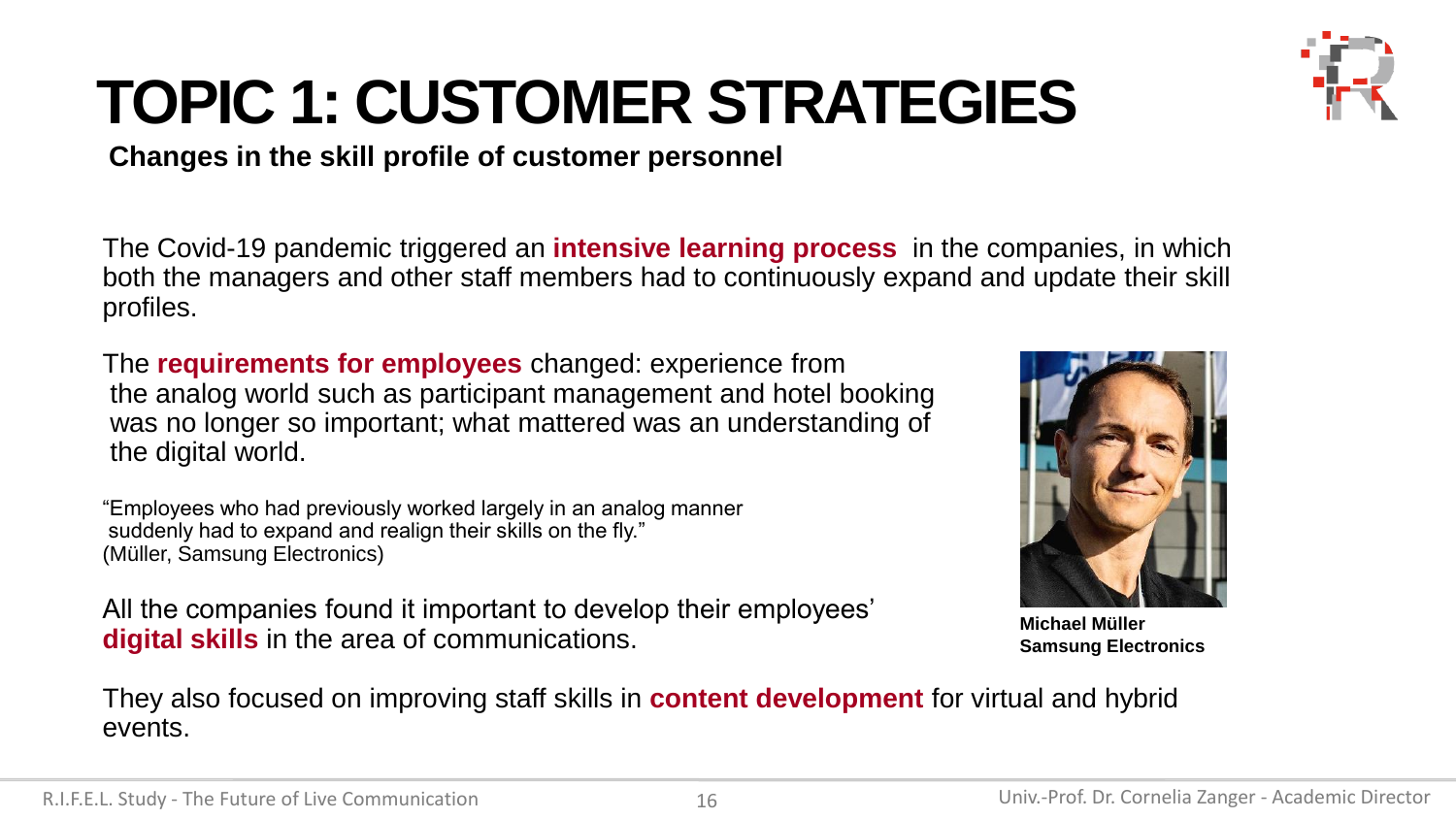# TOPIC 1: CUSTOMER STRATEGIES

**Changes in the skill profile of customer personnel**

The Covid-19 pandemic triggered an **intensive learning process** in the companies, in which both the managers and other staff members had to continuously expand and update their skill profiles.

The **requirements for employees** changed: experience from the analog world such as participant management and hotel booking was no longer so important; what mattered was an understanding of the digital world.

"Employees who had previously worked largely in an analog manner suddenly had to expand and realign their skills on the fly."
(Müller, Samsung Electronics)

All the companies found it important to develop their employees' **digital skills** in the area of communications.

**Michael Müller**
**Samsung Electronics**

They also focused on improving staff skills in **content development** for virtual and hybrid events.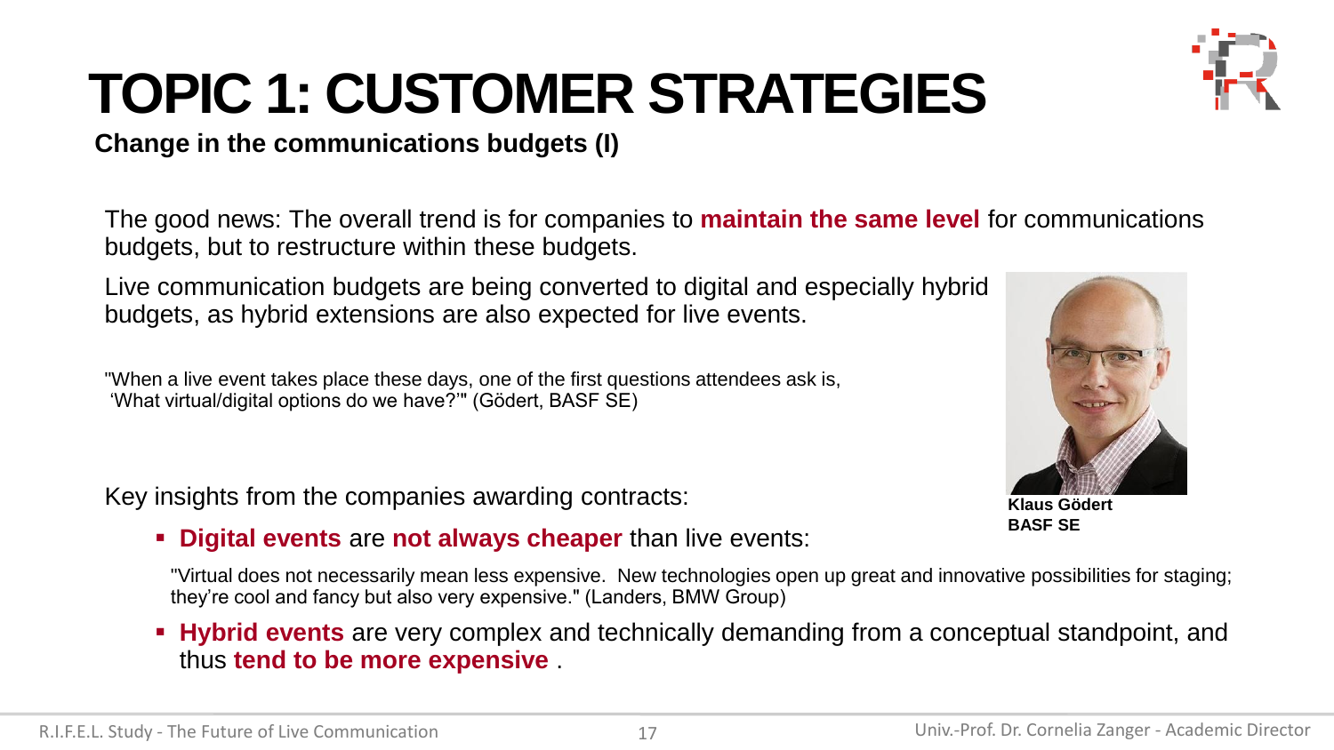# TOPIC 1: CUSTOMER STRATEGIES

**Change in the communications budgets (I)**

The good news: The overall trend is for companies to **maintain the same level** for communications budgets, but to restructure within these budgets.

Live communication budgets are being converted to digital and especially hybrid budgets, as hybrid extensions are also expected for live events.

"When a live event takes place these days, one of the first questions attendees ask is, 'What virtual/digital options do we have?'" (Gödert, BASF SE)

**Klaus Gödert**
**BASF SE**

Key insights from the companies awarding contracts:

- **Digital events** are **not always cheaper** than live events:

  "Virtual does not necessarily mean less expensive. New technologies open up great and innovative possibilities for staging; they're cool and fancy but also very expensive." (Landers, BMW Group)

- **Hybrid events** are very complex and technically demanding from a conceptual standpoint, and thus **tend to be more expensive** .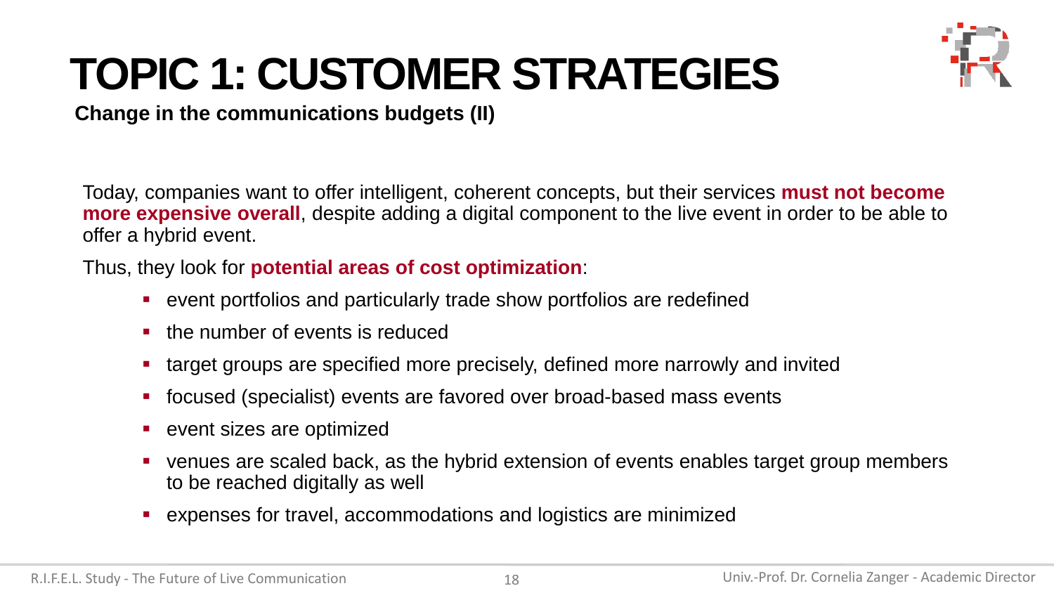# TOPIC 1: CUSTOMER STRATEGIES

**Change in the communications budgets (II)**

Today, companies want to offer intelligent, coherent concepts, but their services **must not become more expensive overall**, despite adding a digital component to the live event in order to be able to offer a hybrid event.

Thus, they look for **potential areas of cost optimization**:

- event portfolios and particularly trade show portfolios are redefined
- the number of events is reduced
- target groups are specified more precisely, defined more narrowly and invited
- focused (specialist) events are favored over broad-based mass events
- event sizes are optimized
- venues are scaled back, as the hybrid extension of events enables target group members to be reached digitally as well
- expenses for travel, accommodations and logistics are minimized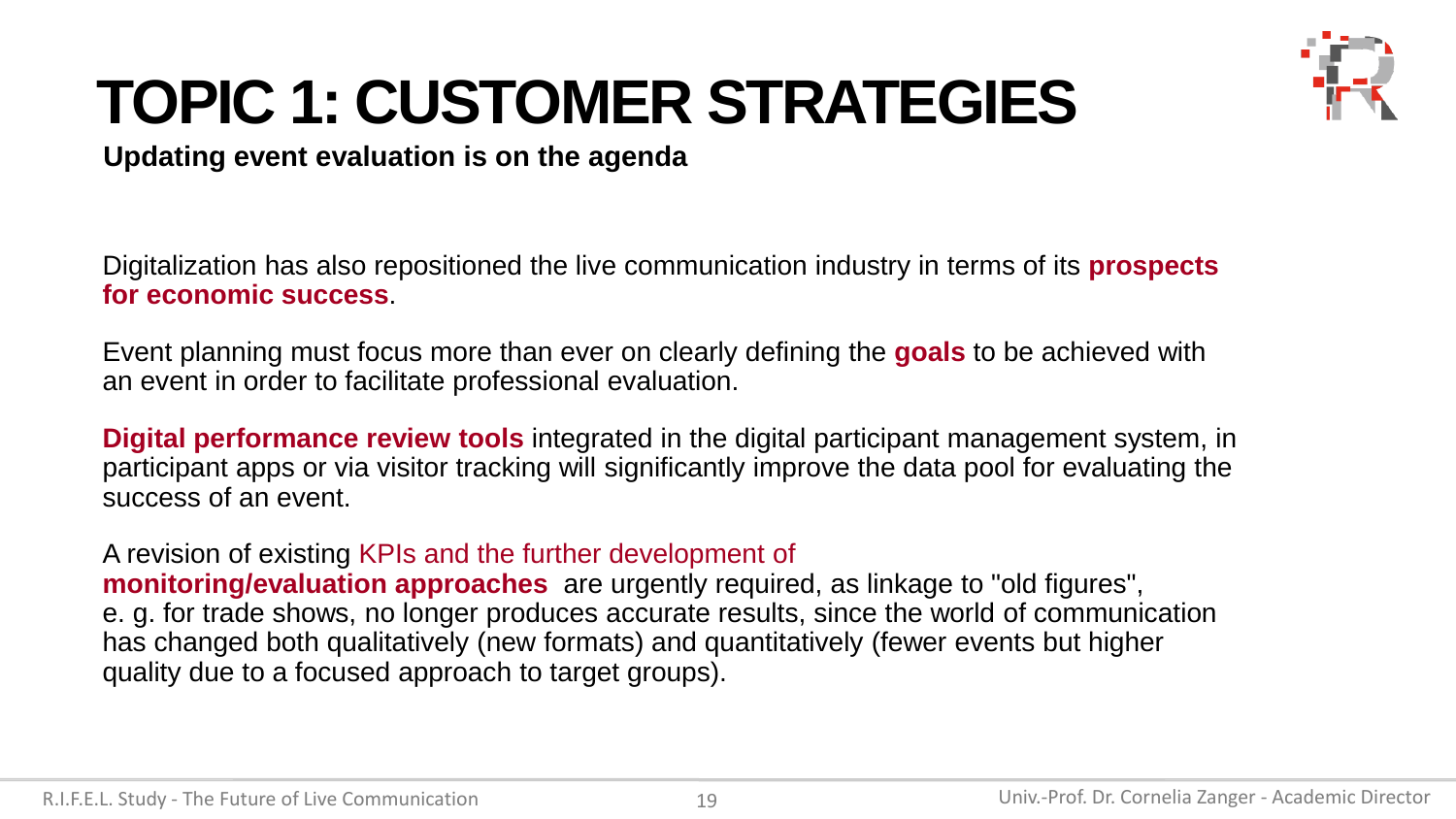# TOPIC 1: CUSTOMER STRATEGIES

**Updating event evaluation is on the agenda**

Digitalization has also repositioned the live communication industry in terms of its **prospects for economic success**.

Event planning must focus more than ever on clearly defining the **goals** to be achieved with an event in order to facilitate professional evaluation.

**Digital performance review tools** integrated in the digital participant management system, in participant apps or via visitor tracking will significantly improve the data pool for evaluating the success of an event.

A revision of existing KPIs and the further development of **monitoring/evaluation approaches** are urgently required, as linkage to "old figures", e. g. for trade shows, no longer produces accurate results, since the world of communication has changed both qualitatively (new formats) and quantitatively (fewer events but higher quality due to a focused approach to target groups).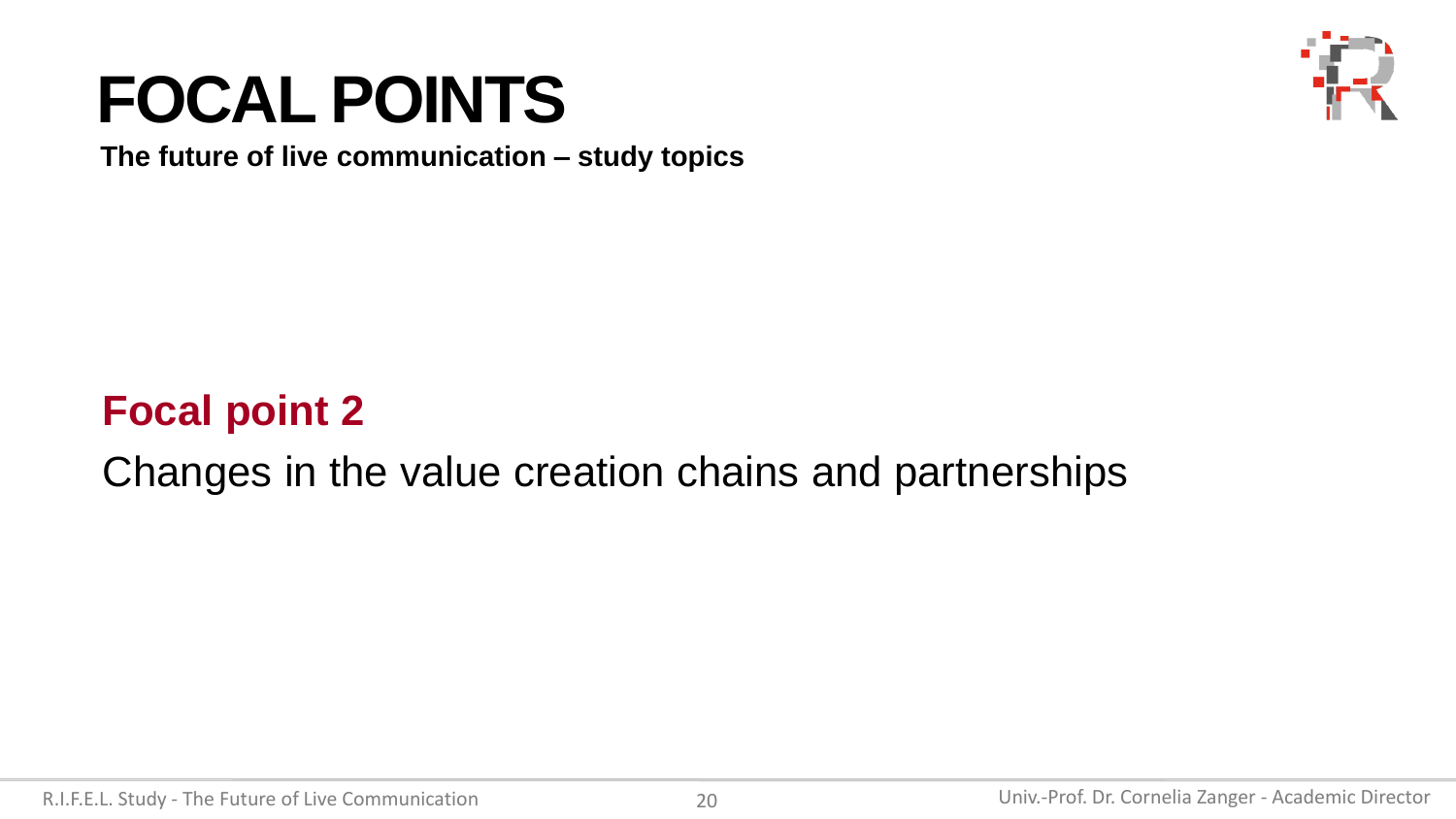# FOCAL POINTS

**The future of live communication – study topics**

## Focal point 2

Changes in the value creation chains and partnerships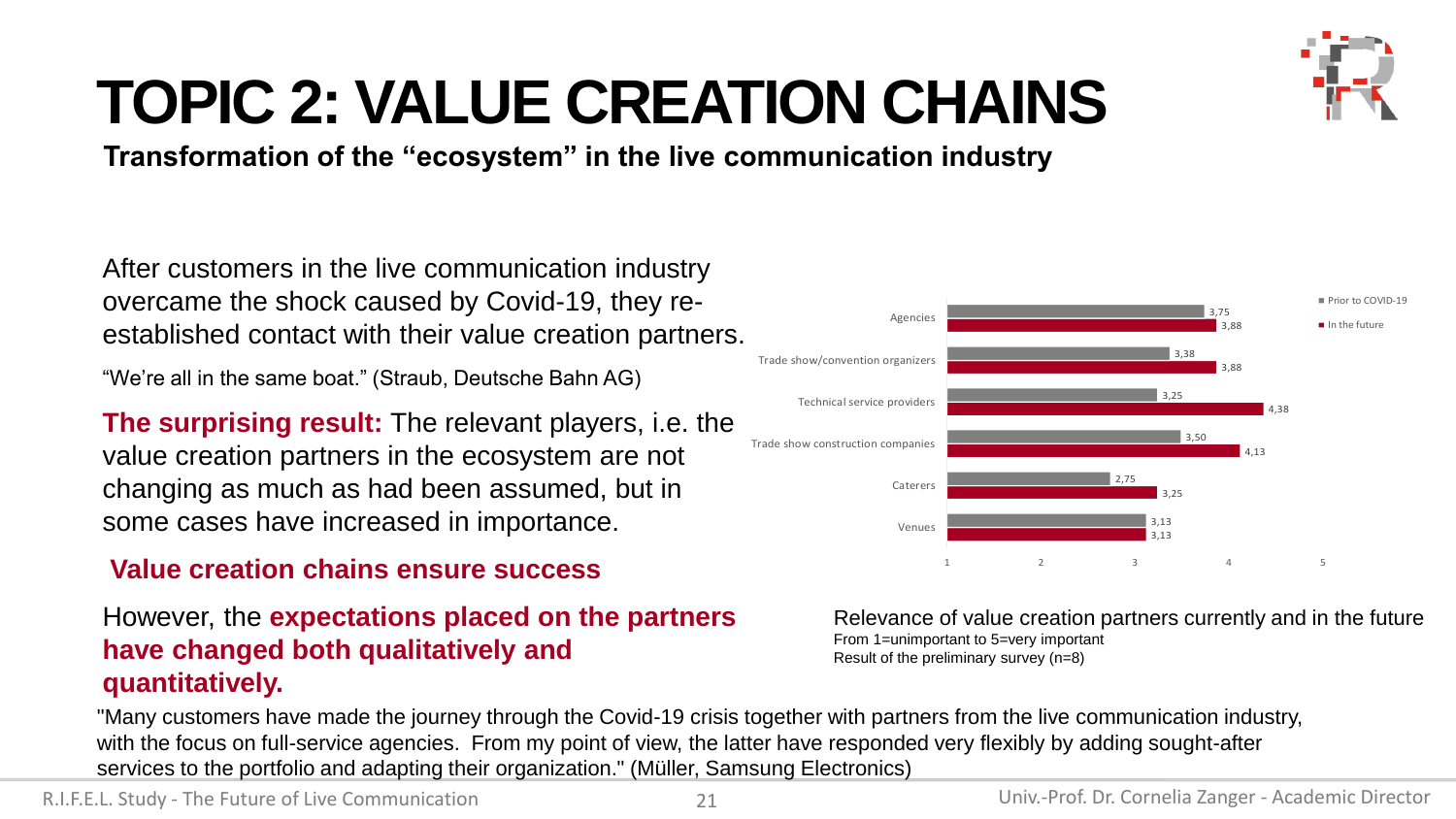# TOPIC 2: VALUE CREATION CHAINS

**Transformation of the "ecosystem" in the live communication industry**

After customers in the live communication industry overcame the shock caused by Covid-19, they re-established contact with their value creation partners.

"We're all in the same boat." (Straub, Deutsche Bahn AG)

**The surprising result:** The relevant players, i.e. the value creation partners in the ecosystem are not changing as much as had been assumed, but in some cases have increased in importance.

**Value creation chains ensure success**

However, the **expectations placed on the partners have changed both qualitatively and quantitatively.**

Prior to COVID-19
In the future

Agencies
3,75
3,88

Trade show/convention organizers
3,38
3,88

Technical service providers
3,25
4,38

Trade show construction companies
3,50
4,13

Caterers
2,75
3,25

Venues
3,13
3,13

1 2 3 4 5

Relevance of value creation partners currently and in the future
From 1=unimportant to 5=very important
Result of the preliminary survey (n=8)

"Many customers have made the journey through the Covid-19 crisis together with partners from the live communication industry, with the focus on full-service agencies. From my point of view, the latter have responded very flexibly by adding sought-after services to the portfolio and adapting their organization." (Müller, Samsung Electronics)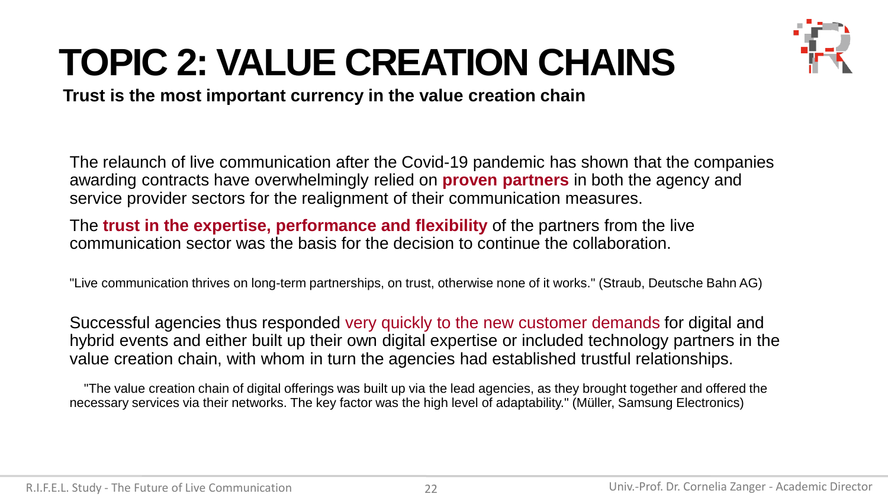# TOPIC 2: VALUE CREATION CHAINS

**Trust is the most important currency in the value creation chain**

The relaunch of live communication after the Covid-19 pandemic has shown that the companies awarding contracts have overwhelmingly relied on **proven partners** in both the agency and service provider sectors for the realignment of their communication measures.

The **trust in the expertise, performance and flexibility** of the partners from the live communication sector was the basis for the decision to continue the collaboration.

"Live communication thrives on long-term partnerships, on trust, otherwise none of it works." (Straub, Deutsche Bahn AG)

Successful agencies thus responded very quickly to the new customer demands for digital and hybrid events and either built up their own digital expertise or included technology partners in the value creation chain, with whom in turn the agencies had established trustful relationships.

"The value creation chain of digital offerings was built up via the lead agencies, as they brought together and offered the necessary services via their networks. The key factor was the high level of adaptability." (Müller, Samsung Electronics)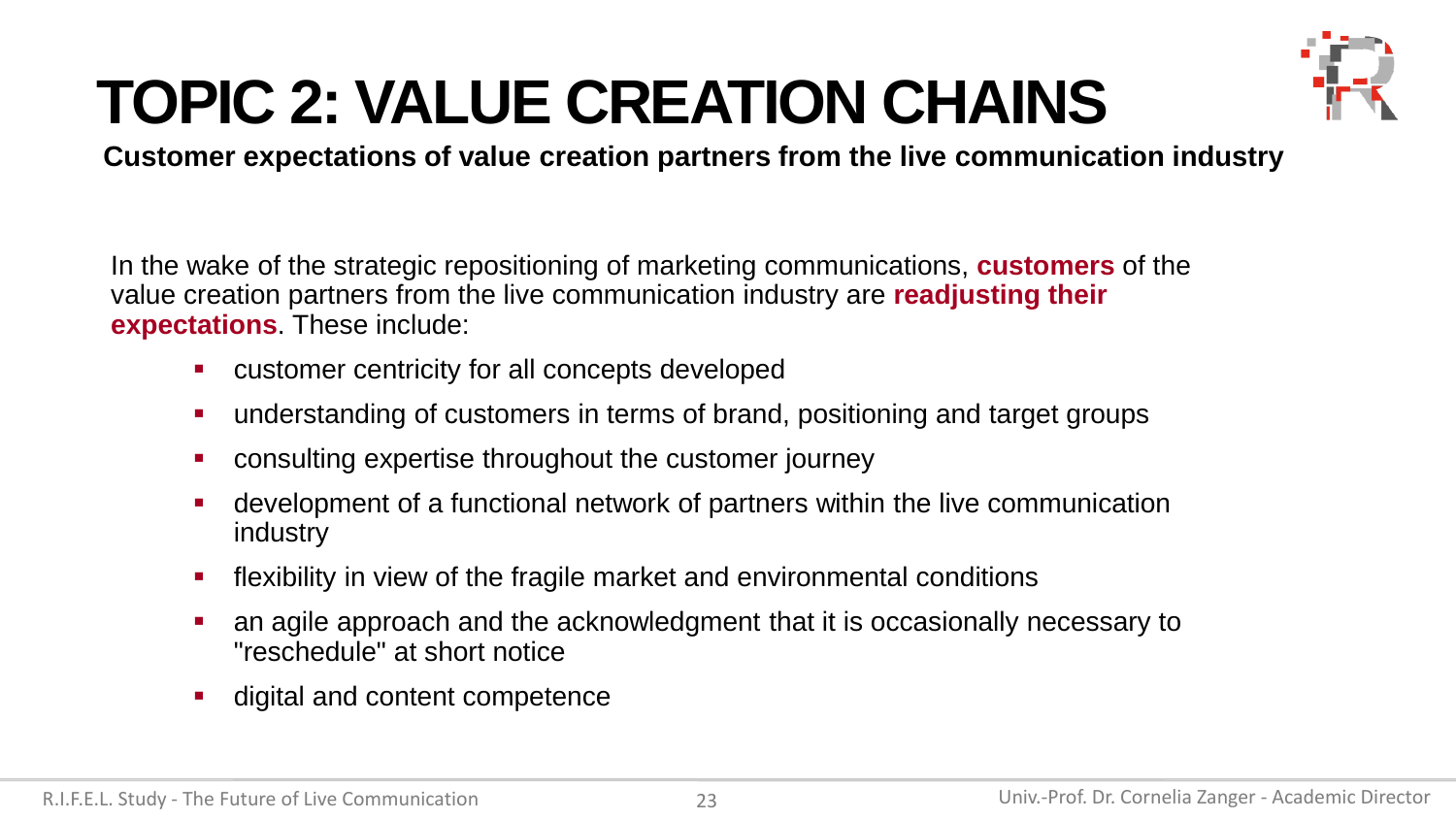# TOPIC 2: VALUE CREATION CHAINS

**Customer expectations of value creation partners from the live communication industry**

In the wake of the strategic repositioning of marketing communications, **customers** of the value creation partners from the live communication industry are **readjusting their expectations**. These include:

- customer centricity for all concepts developed
- understanding of customers in terms of brand, positioning and target groups
- consulting expertise throughout the customer journey
- development of a functional network of partners within the live communication industry
- flexibility in view of the fragile market and environmental conditions
- an agile approach and the acknowledgment that it is occasionally necessary to "reschedule" at short notice
- digital and content competence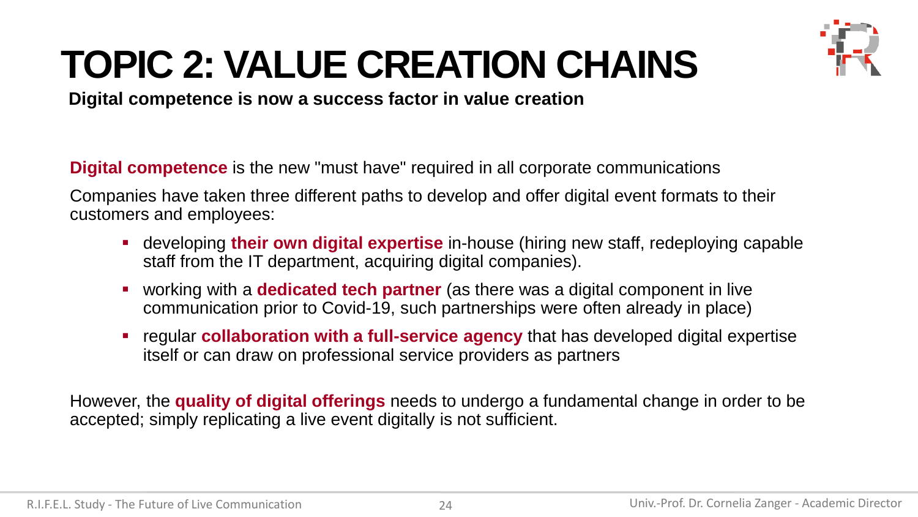# TOPIC 2: VALUE CREATION CHAINS

**Digital competence is now a success factor in value creation**

**Digital competence** is the new "must have" required in all corporate communications

Companies have taken three different paths to develop and offer digital event formats to their customers and employees:

- developing **their own digital expertise** in-house (hiring new staff, redeploying capable staff from the IT department, acquiring digital companies).
- working with a **dedicated tech partner** (as there was a digital component in live communication prior to Covid-19, such partnerships were often already in place)
- regular **collaboration with a full-service agency** that has developed digital expertise itself or can draw on professional service providers as partners

However, the **quality of digital offerings** needs to undergo a fundamental change in order to be accepted; simply replicating a live event digitally is not sufficient.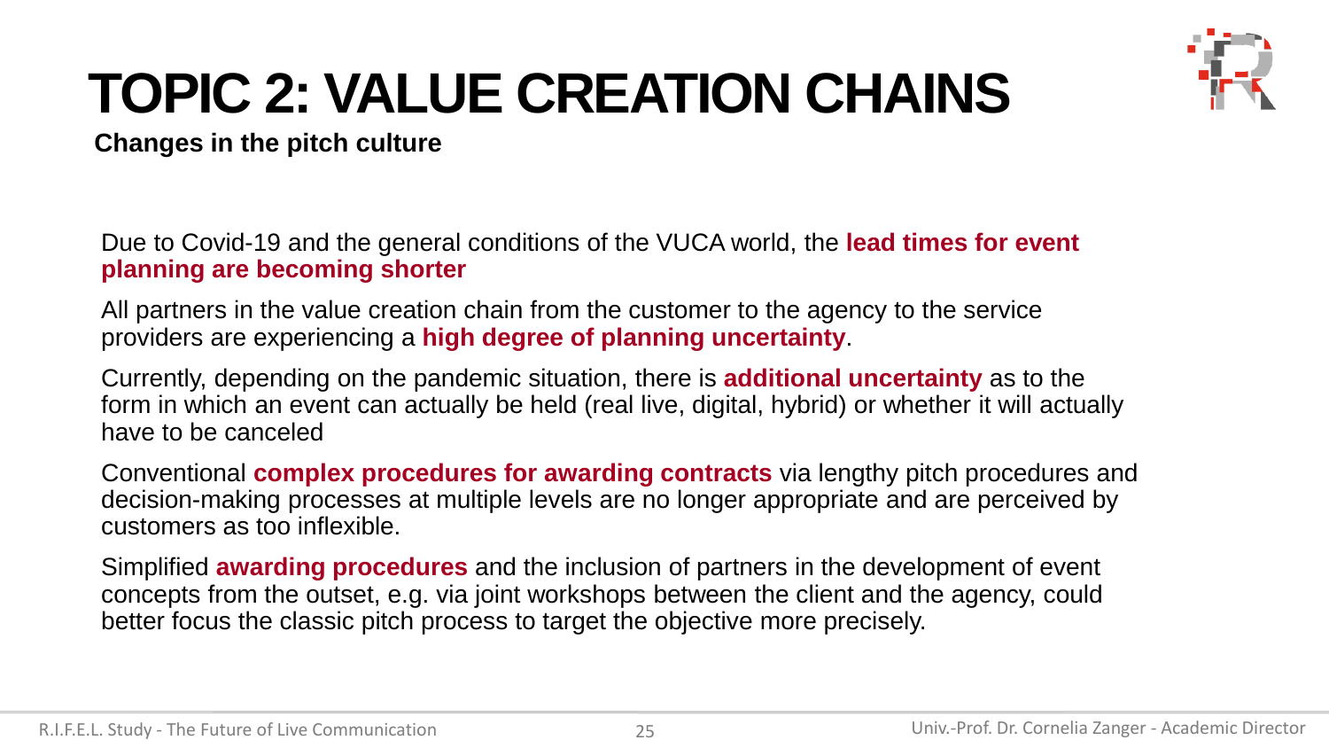# TOPIC 2: VALUE CREATION CHAINS

**Changes in the pitch culture**

Due to Covid-19 and the general conditions of the VUCA world, the **lead times for event planning are becoming shorter**

All partners in the value creation chain from the customer to the agency to the service providers are experiencing a **high degree of planning uncertainty**.

Currently, depending on the pandemic situation, there is **additional uncertainty** as to the form in which an event can actually be held (real live, digital, hybrid) or whether it will actually have to be canceled

Conventional **complex procedures for awarding contracts** via lengthy pitch procedures and decision-making processes at multiple levels are no longer appropriate and are perceived by customers as too inflexible.

Simplified **awarding procedures** and the inclusion of partners in the development of event concepts from the outset, e.g. via joint workshops between the client and the agency, could better focus the classic pitch process to target the objective more precisely.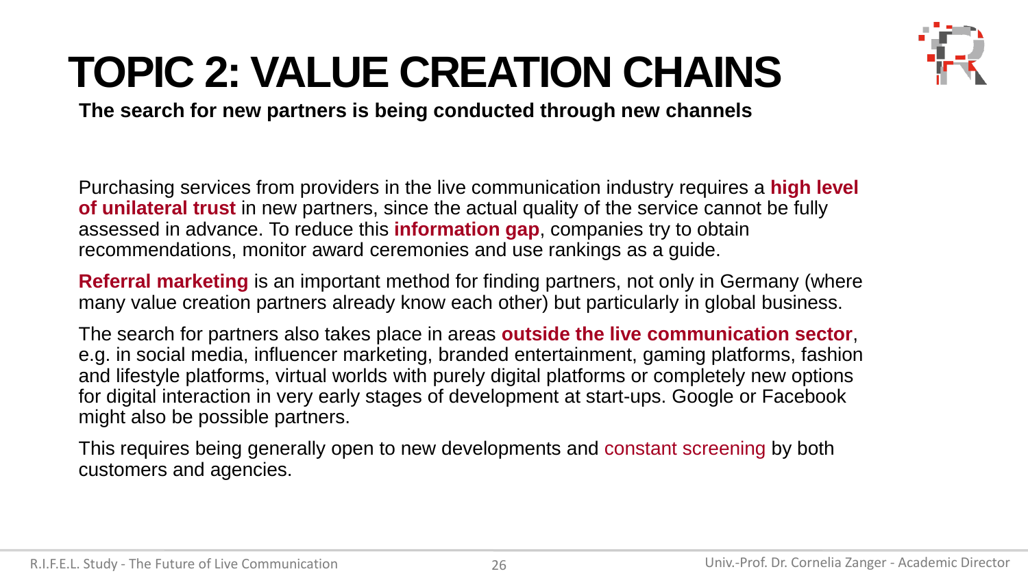# TOPIC 2: VALUE CREATION CHAINS

**The search for new partners is being conducted through new channels**

Purchasing services from providers in the live communication industry requires a **high level of unilateral trust** in new partners, since the actual quality of the service cannot be fully assessed in advance. To reduce this **information gap**, companies try to obtain recommendations, monitor award ceremonies and use rankings as a guide.

**Referral marketing** is an important method for finding partners, not only in Germany (where many value creation partners already know each other) but particularly in global business.

The search for partners also takes place in areas **outside the live communication sector**, e.g. in social media, influencer marketing, branded entertainment, gaming platforms, fashion and lifestyle platforms, virtual worlds with purely digital platforms or completely new options for digital interaction in very early stages of development at start-ups. Google or Facebook might also be possible partners.

This requires being generally open to new developments and constant screening by both customers and agencies.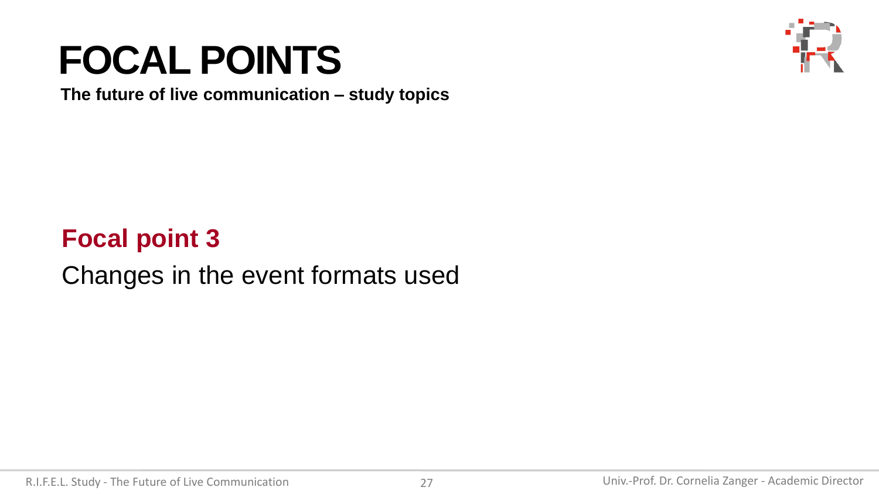# FOCAL POINTS

**The future of live communication – study topics**

## Focal point 3

Changes in the event formats used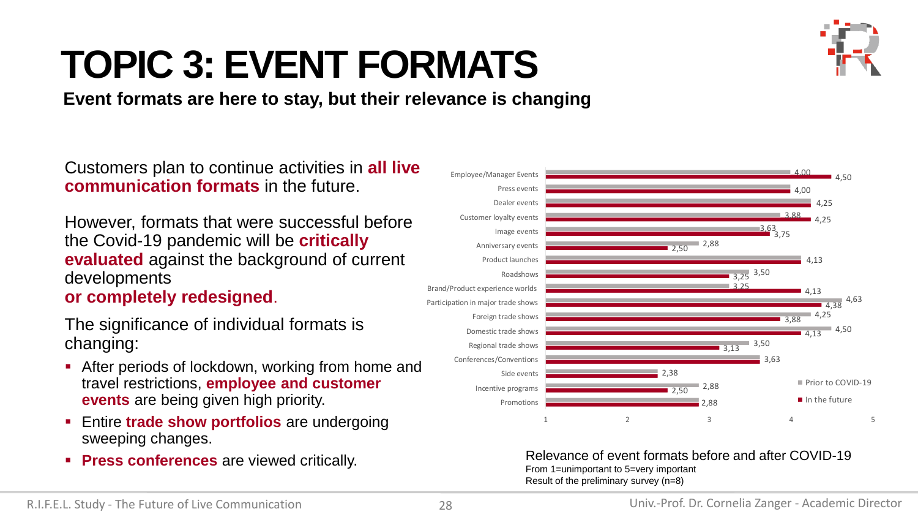# TOPIC 3: EVENT FORMATS

**Event formats are here to stay, but their relevance is changing**

Customers plan to continue activities in **all live communication formats** in the future.

However, formats that were successful before the Covid-19 pandemic will be **critically evaluated** against the background of current developments
**or completely redesigned**.

The significance of individual formats is changing:

- After periods of lockdown, working from home and travel restrictions, **employee and customer events** are being given high priority.
- Entire **trade show portfolios** are undergoing sweeping changes.
- **Press conferences** are viewed critically.

| Event format | Prior to COVID-19 | In the future |
|---|---|---|
| Employee/Manager Events | 4,00 | 4,50 |
| Press events | | 4,00 |
| Dealer events | | 4,25 |
| Customer loyalty events | 3,88 | 4,25 |
| Image events | 3,63 | 3,75 |
| Anniversary events | 2,88 | 2,50 |
| Product launches | | 4,13 |
| Roadshows | 3,50 | 3,25 |
| Brand/Product experience worlds | 3,25 | 4,13 |
| Participation in major trade shows | 4,63 | 4,38 |
| Foreign trade shows | 4,25 | 3,88 |
| Domestic trade shows | 4,50 | 4,13 |
| Regional trade shows | 3,50 | 3,13 |
| Conferences/Conventions | | 3,63 |
| Side events | 2,38 | |
| Incentive programs | 2,88 | 2,50 |
| Promotions | | 2,88 |

Relevance of event formats before and after COVID-19
From 1=unimportant to 5=very important
Result of the preliminary survey (n=8)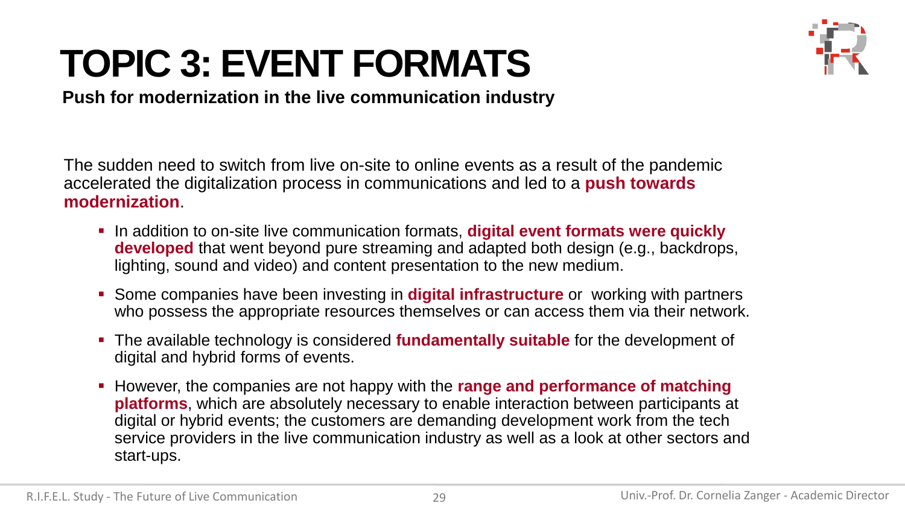# TOPIC 3: EVENT FORMATS

**Push for modernization in the live communication industry**

The sudden need to switch from live on-site to online events as a result of the pandemic accelerated the digitalization process in communications and led to a **push towards modernization**.

- In addition to on-site live communication formats, **digital event formats were quickly developed** that went beyond pure streaming and adapted both design (e.g., backdrops, lighting, sound and video) and content presentation to the new medium.
- Some companies have been investing in **digital infrastructure** or working with partners who possess the appropriate resources themselves or can access them via their network.
- The available technology is considered **fundamentally suitable** for the development of digital and hybrid forms of events.
- However, the companies are not happy with the **range and performance of matching platforms**, which are absolutely necessary to enable interaction between participants at digital or hybrid events; the customers are demanding development work from the tech service providers in the live communication industry as well as a look at other sectors and start-ups.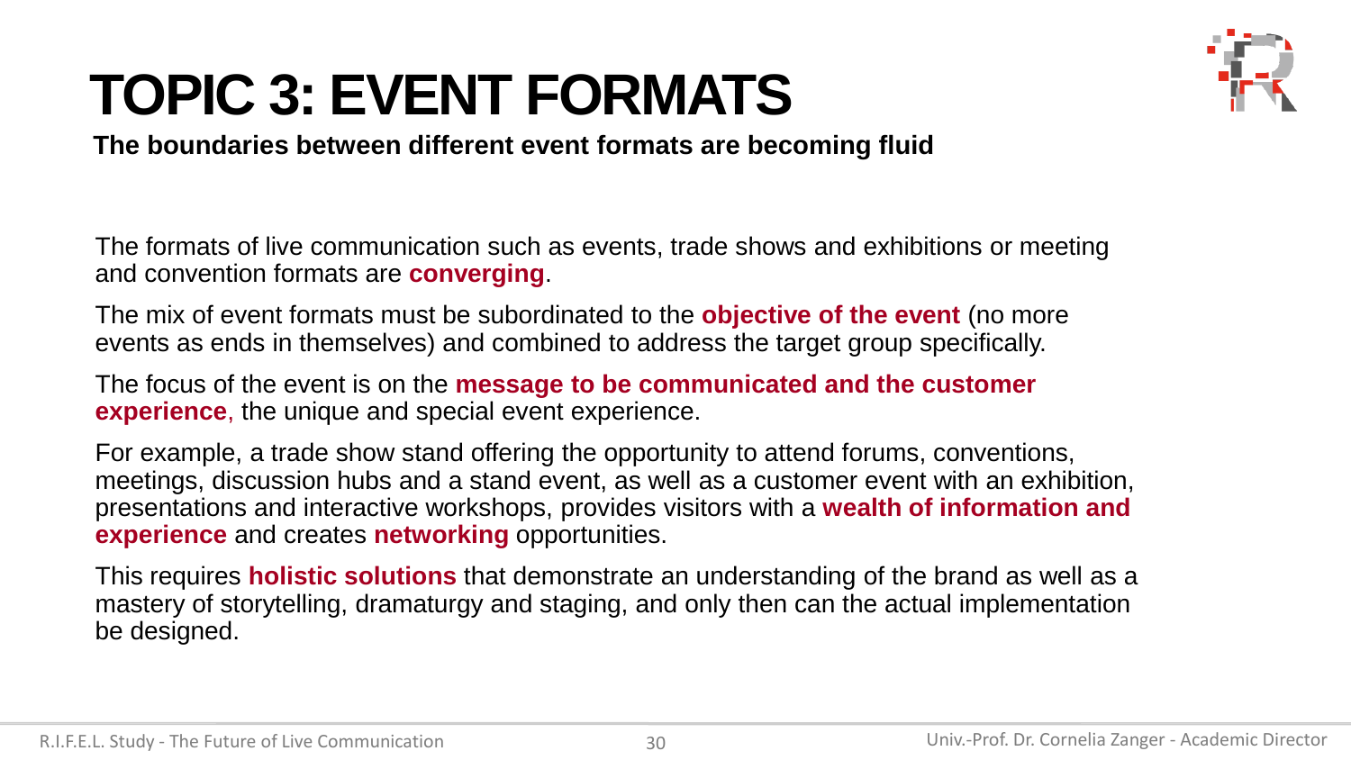# TOPIC 3: EVENT FORMATS

**The boundaries between different event formats are becoming fluid**

The formats of live communication such as events, trade shows and exhibitions or meeting and convention formats are **converging**.

The mix of event formats must be subordinated to the **objective of the event** (no more events as ends in themselves) and combined to address the target group specifically.

The focus of the event is on the **message to be communicated and the customer experience**, the unique and special event experience.

For example, a trade show stand offering the opportunity to attend forums, conventions, meetings, discussion hubs and a stand event, as well as a customer event with an exhibition, presentations and interactive workshops, provides visitors with a **wealth of information and experience** and creates **networking** opportunities.

This requires **holistic solutions** that demonstrate an understanding of the brand as well as a mastery of storytelling, dramaturgy and staging, and only then can the actual implementation be designed.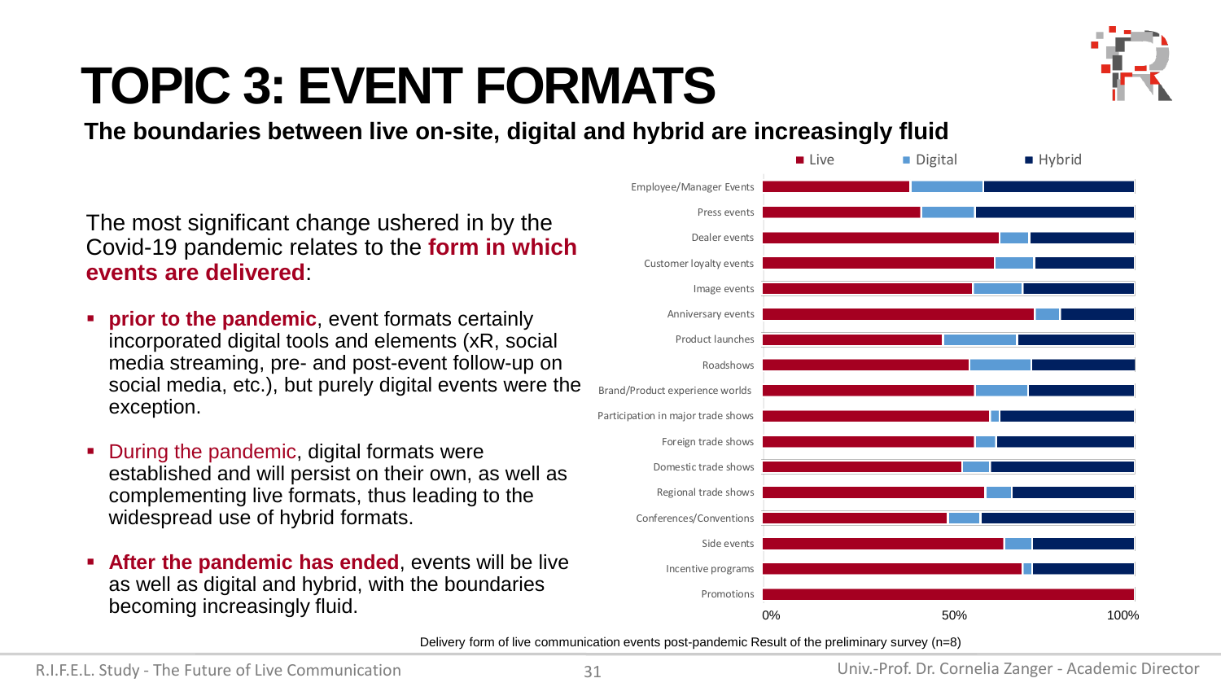# TOPIC 3: EVENT FORMATS

**The boundaries between live on-site, digital and hybrid are increasingly fluid**

The most significant change ushered in by the Covid-19 pandemic relates to the **form in which events are delivered**:

- **prior to the pandemic**, event formats certainly incorporated digital tools and elements (xR, social media streaming, pre- and post-event follow-up on social media, etc.), but purely digital events were the exception.
- During the pandemic, digital formats were established and will persist on their own, as well as complementing live formats, thus leading to the widespread use of hybrid formats.
- **After the pandemic has ended**, events will be live as well as digital and hybrid, with the boundaries becoming increasingly fluid.

Live
Digital
Hybrid

Employee/Manager Events
Press events
Dealer events
Customer loyalty events
Image events
Anniversary events
Product launches
Roadshows
Brand/Product experience worlds
Participation in major trade shows
Foreign trade shows
Domestic trade shows
Regional trade shows
Conferences/Conventions
Side events
Incentive programs
Promotions

0%
50%
100%

Delivery form of live communication events post-pandemic Result of the preliminary survey (n=8)

R.I.F.E.L. Study - The Future of Live Communication

Univ.-Prof. Dr. Cornelia Zanger - Academic Director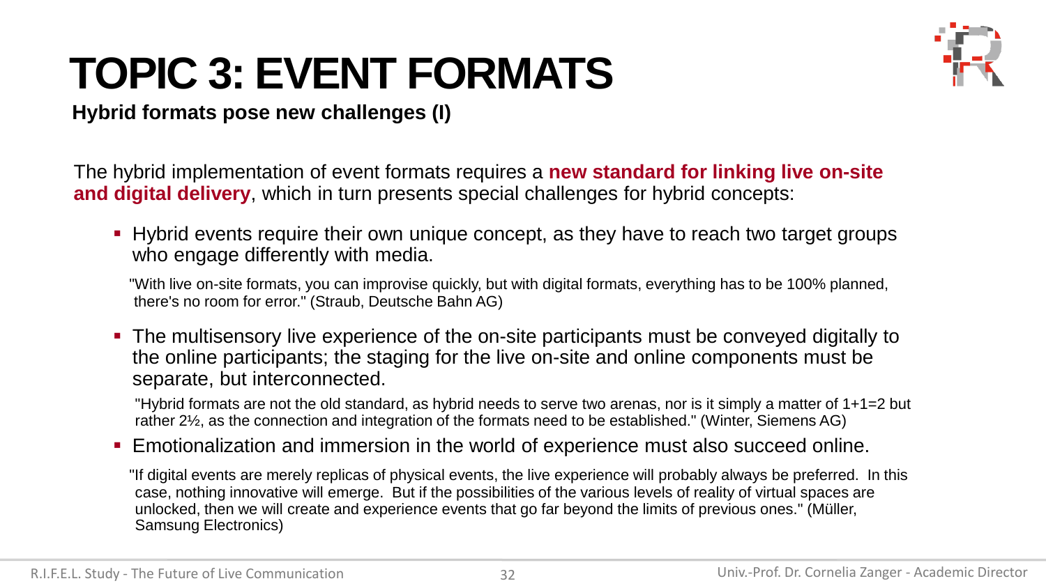# TOPIC 3: EVENT FORMATS

**Hybrid formats pose new challenges (I)**

The hybrid implementation of event formats requires a **new standard for linking live on-site and digital delivery**, which in turn presents special challenges for hybrid concepts:

- Hybrid events require their own unique concept, as they have to reach two target groups who engage differently with media.

  "With live on-site formats, you can improvise quickly, but with digital formats, everything has to be 100% planned, there's no room for error." (Straub, Deutsche Bahn AG)

- The multisensory live experience of the on-site participants must be conveyed digitally to the online participants; the staging for the live on-site and online components must be separate, but interconnected.

  "Hybrid formats are not the old standard, as hybrid needs to serve two arenas, nor is it simply a matter of 1+1=2 but rather 2½, as the connection and integration of the formats need to be established." (Winter, Siemens AG)

- Emotionalization and immersion in the world of experience must also succeed online.

  "If digital events are merely replicas of physical events, the live experience will probably always be preferred. In this case, nothing innovative will emerge. But if the possibilities of the various levels of reality of virtual spaces are unlocked, then we will create and experience events that go far beyond the limits of previous ones." (Müller, Samsung Electronics)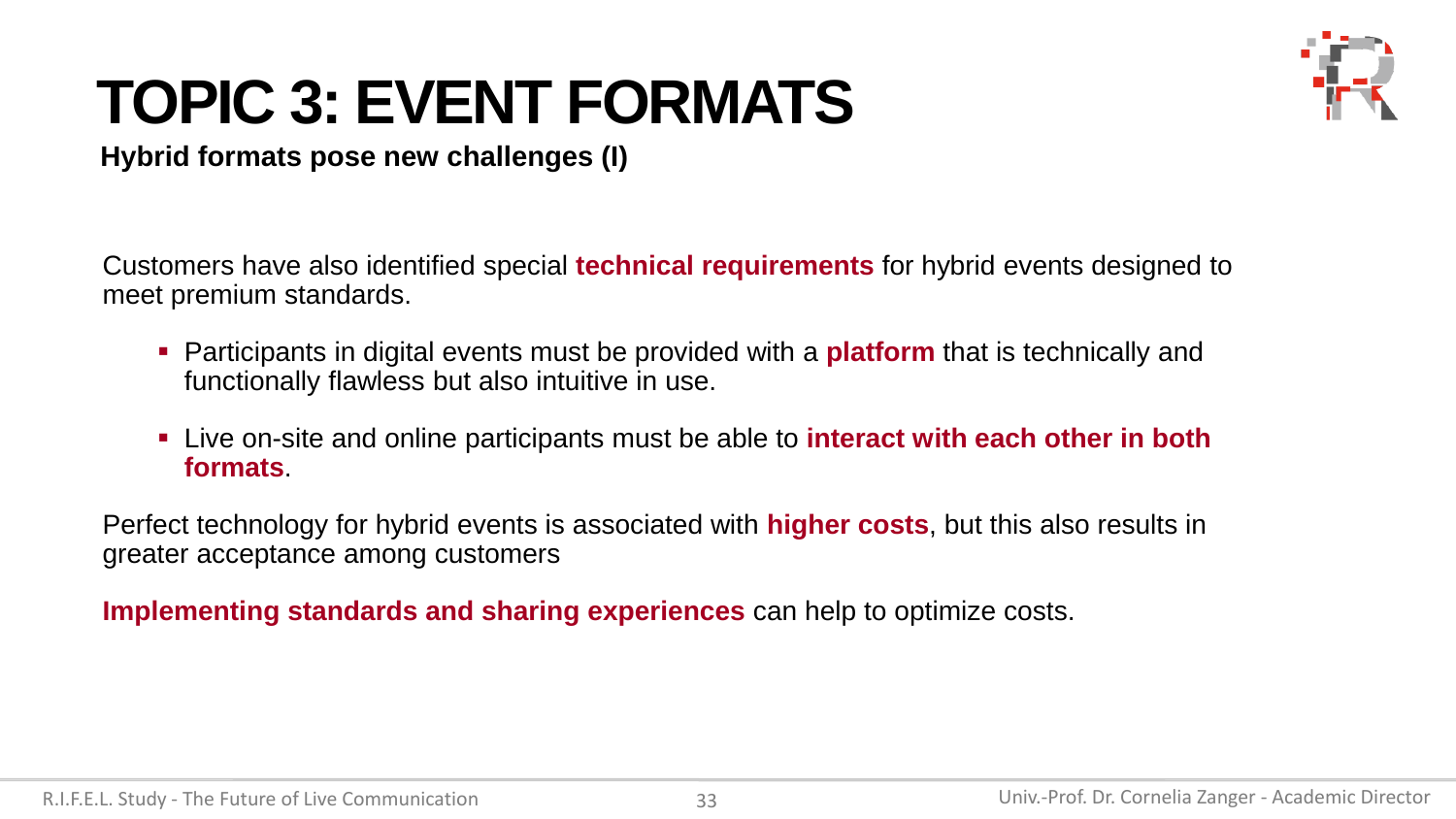# TOPIC 3: EVENT FORMATS

**Hybrid formats pose new challenges (I)**

Customers have also identified special **technical requirements** for hybrid events designed to meet premium standards.

- Participants in digital events must be provided with a **platform** that is technically and functionally flawless but also intuitive in use.
- Live on-site and online participants must be able to **interact with each other in both formats**.

Perfect technology for hybrid events is associated with **higher costs**, but this also results in greater acceptance among customers

**Implementing standards and sharing experiences** can help to optimize costs.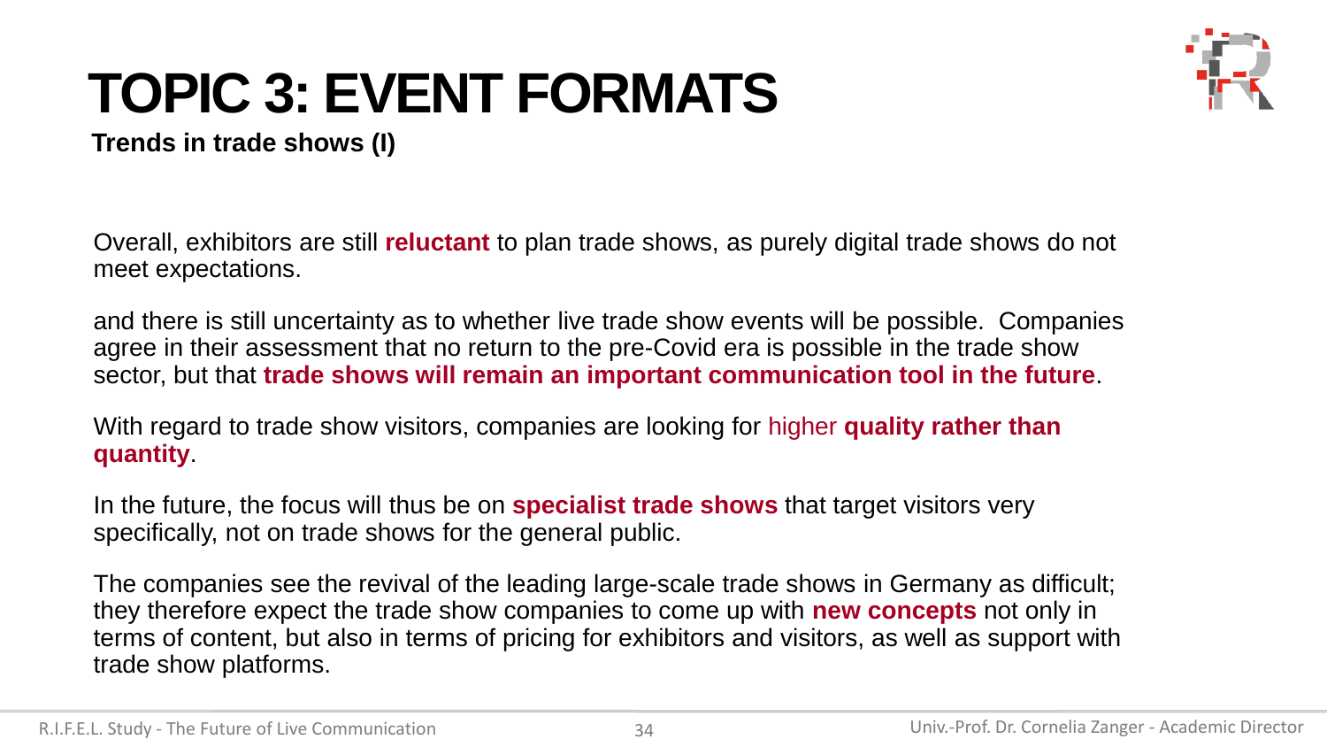# TOPIC 3: EVENT FORMATS

**Trends in trade shows (I)**

Overall, exhibitors are still **reluctant** to plan trade shows, as purely digital trade shows do not meet expectations.

and there is still uncertainty as to whether live trade show events will be possible. Companies agree in their assessment that no return to the pre-Covid era is possible in the trade show sector, but that **trade shows will remain an important communication tool in the future**.

With regard to trade show visitors, companies are looking for higher **quality rather than quantity**.

In the future, the focus will thus be on **specialist trade shows** that target visitors very specifically, not on trade shows for the general public.

The companies see the revival of the leading large-scale trade shows in Germany as difficult; they therefore expect the trade show companies to come up with **new concepts** not only in terms of content, but also in terms of pricing for exhibitors and visitors, as well as support with trade show platforms.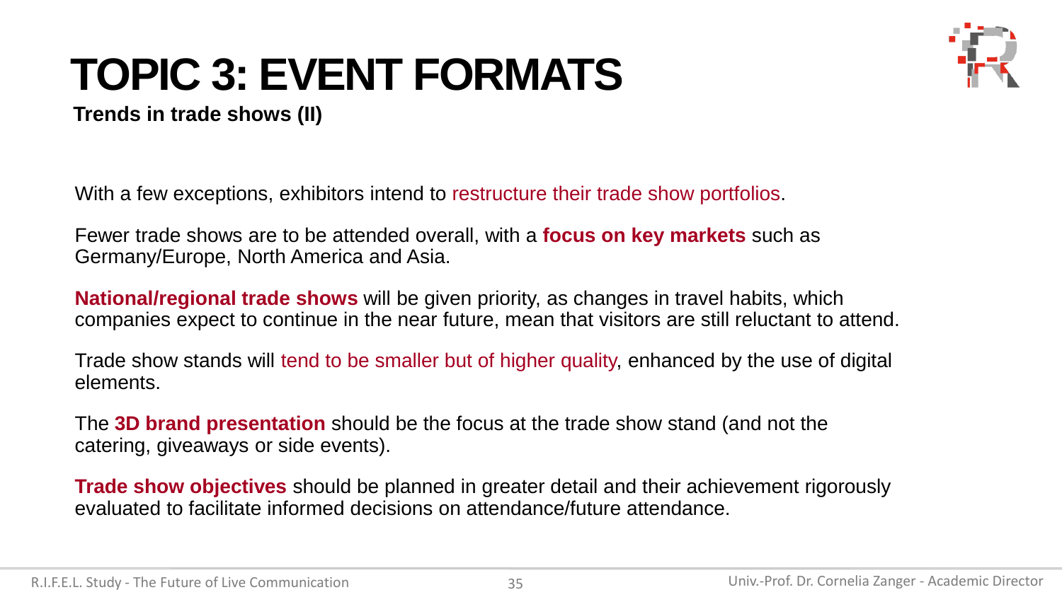# TOPIC 3: EVENT FORMATS

**Trends in trade shows (II)**

With a few exceptions, exhibitors intend to restructure their trade show portfolios.

Fewer trade shows are to be attended overall, with a **focus on key markets** such as Germany/Europe, North America and Asia.

**National/regional trade shows** will be given priority, as changes in travel habits, which companies expect to continue in the near future, mean that visitors are still reluctant to attend.

Trade show stands will tend to be smaller but of higher quality, enhanced by the use of digital elements.

The **3D brand presentation** should be the focus at the trade show stand (and not the catering, giveaways or side events).

**Trade show objectives** should be planned in greater detail and their achievement rigorously evaluated to facilitate informed decisions on attendance/future attendance.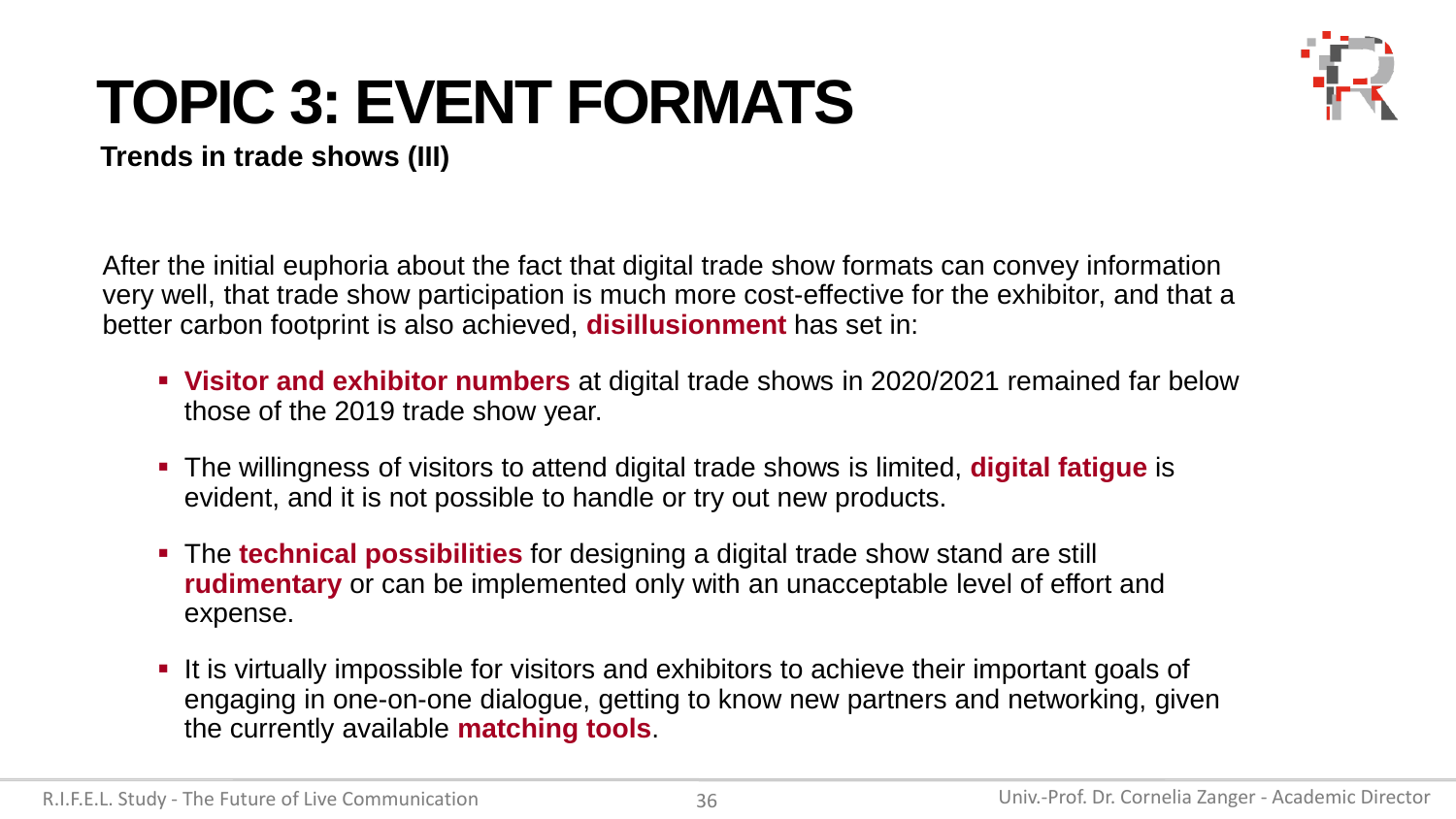# TOPIC 3: EVENT FORMATS

**Trends in trade shows (III)**

After the initial euphoria about the fact that digital trade show formats can convey information very well, that trade show participation is much more cost-effective for the exhibitor, and that a better carbon footprint is also achieved, **disillusionment** has set in:

- **Visitor and exhibitor numbers** at digital trade shows in 2020/2021 remained far below those of the 2019 trade show year.
- The willingness of visitors to attend digital trade shows is limited, **digital fatigue** is evident, and it is not possible to handle or try out new products.
- The **technical possibilities** for designing a digital trade show stand are still **rudimentary** or can be implemented only with an unacceptable level of effort and expense.
- It is virtually impossible for visitors and exhibitors to achieve their important goals of engaging in one-on-one dialogue, getting to know new partners and networking, given the currently available **matching tools**.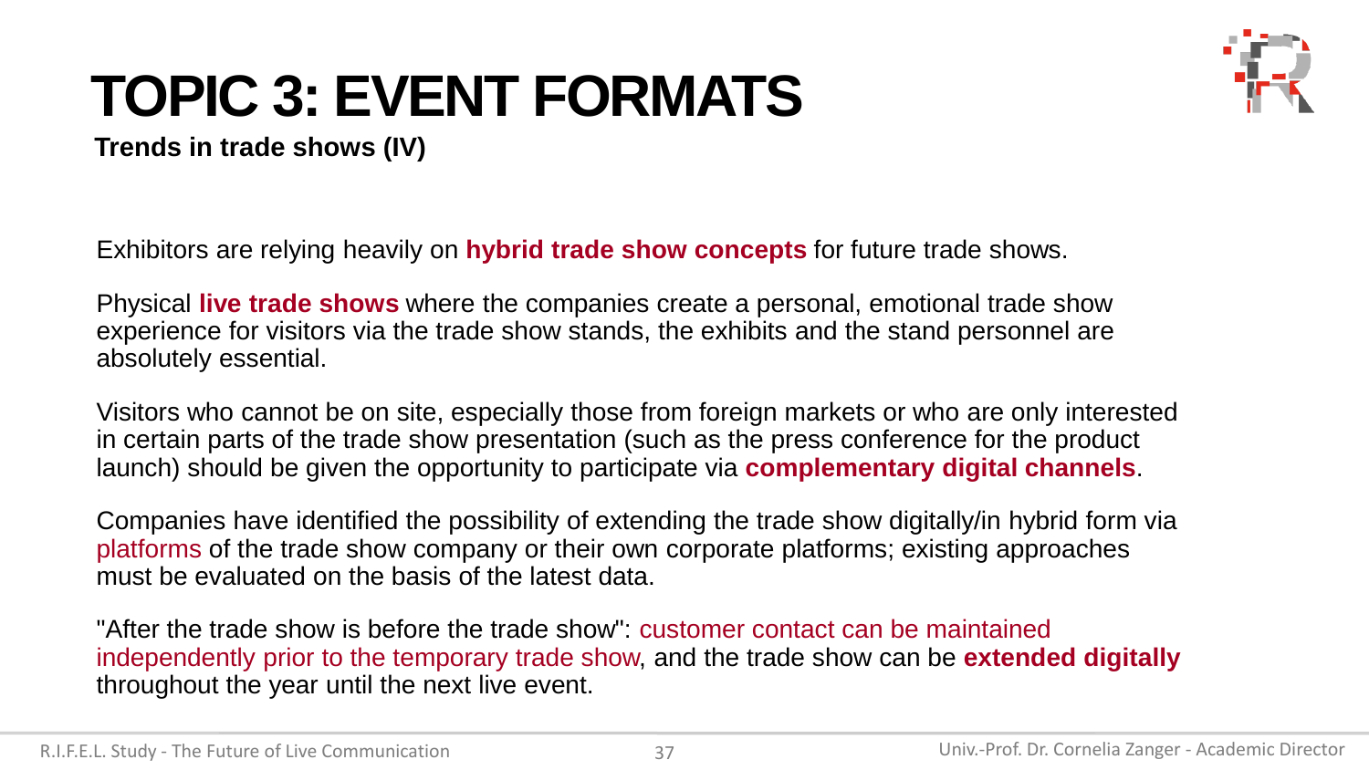# TOPIC 3: EVENT FORMATS

**Trends in trade shows (IV)**

Exhibitors are relying heavily on **hybrid trade show concepts** for future trade shows.

Physical **live trade shows** where the companies create a personal, emotional trade show experience for visitors via the trade show stands, the exhibits and the stand personnel are absolutely essential.

Visitors who cannot be on site, especially those from foreign markets or who are only interested in certain parts of the trade show presentation (such as the press conference for the product launch) should be given the opportunity to participate via **complementary digital channels**.

Companies have identified the possibility of extending the trade show digitally/in hybrid form via platforms of the trade show company or their own corporate platforms; existing approaches must be evaluated on the basis of the latest data.

"After the trade show is before the trade show": customer contact can be maintained independently prior to the temporary trade show, and the trade show can be **extended digitally** throughout the year until the next live event.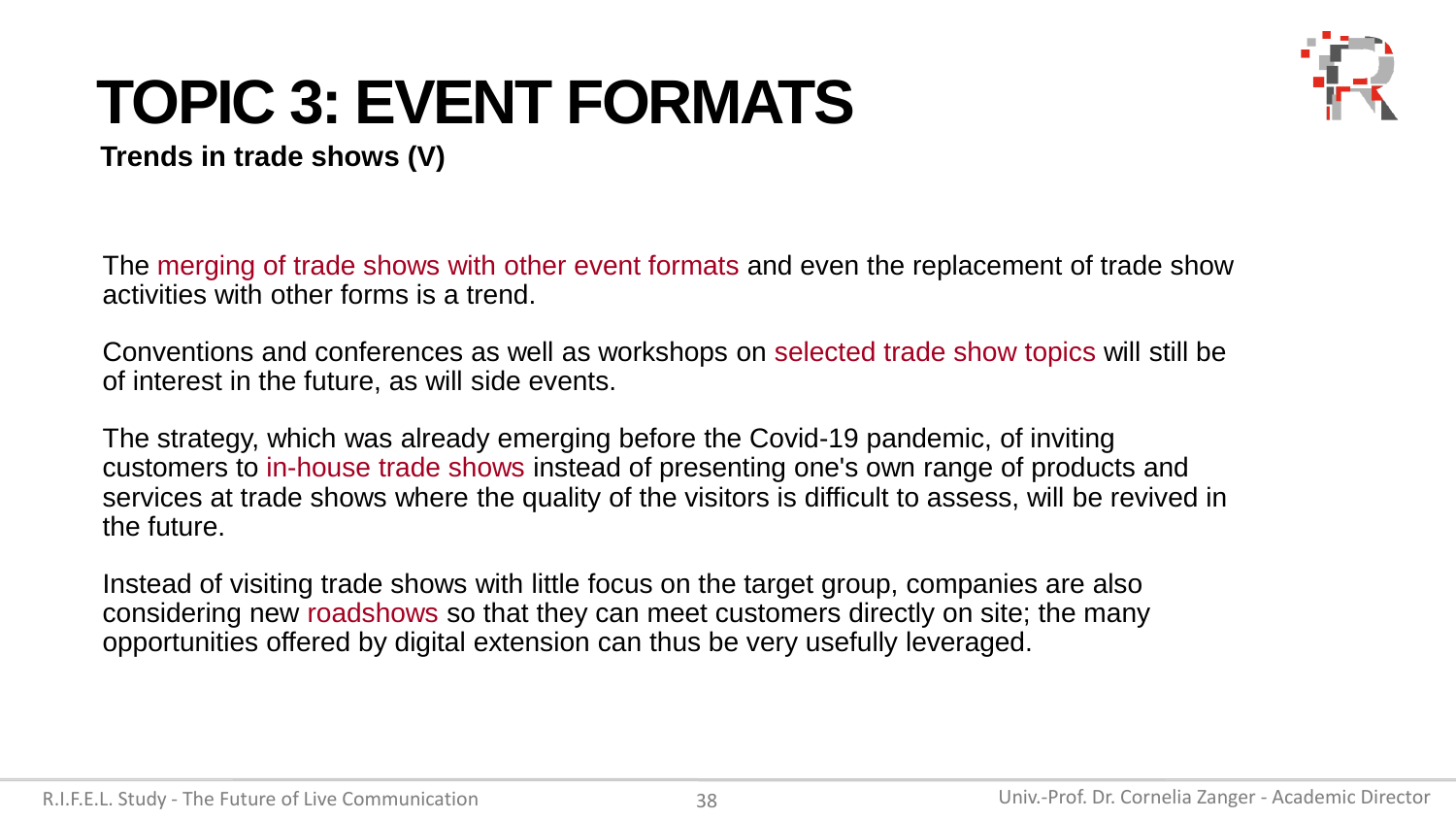# TOPIC 3: EVENT FORMATS

**Trends in trade shows (V)**

The merging of trade shows with other event formats and even the replacement of trade show activities with other forms is a trend.

Conventions and conferences as well as workshops on selected trade show topics will still be of interest in the future, as will side events.

The strategy, which was already emerging before the Covid-19 pandemic, of inviting customers to in-house trade shows instead of presenting one's own range of products and services at trade shows where the quality of the visitors is difficult to assess, will be revived in the future.

Instead of visiting trade shows with little focus on the target group, companies are also considering new roadshows so that they can meet customers directly on site; the many opportunities offered by digital extension can thus be very usefully leveraged.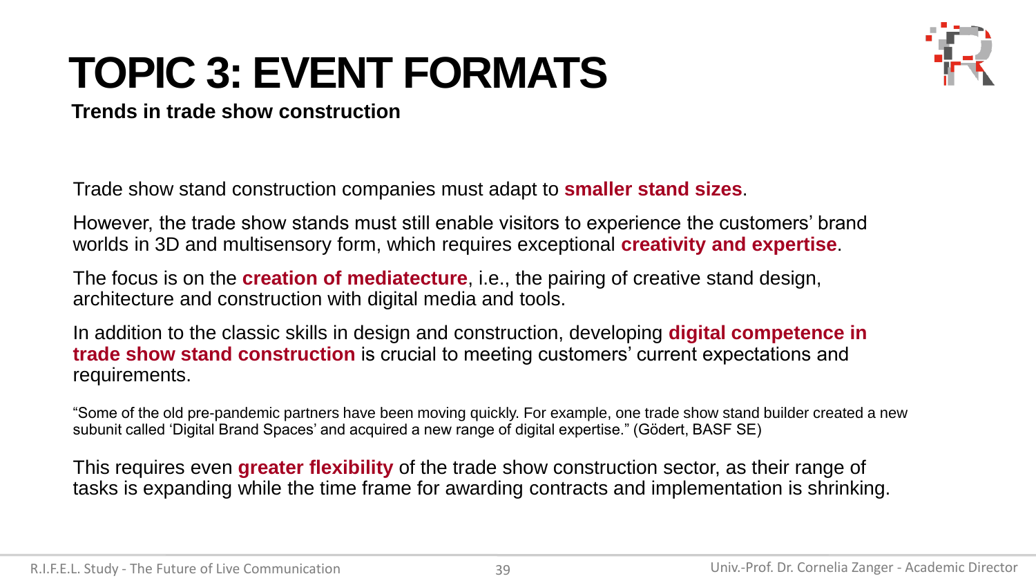# TOPIC 3: EVENT FORMATS

**Trends in trade show construction**

Trade show stand construction companies must adapt to **smaller stand sizes**.

However, the trade show stands must still enable visitors to experience the customers' brand worlds in 3D and multisensory form, which requires exceptional **creativity and expertise**.

The focus is on the **creation of mediatecture**, i.e., the pairing of creative stand design, architecture and construction with digital media and tools.

In addition to the classic skills in design and construction, developing **digital competence in trade show stand construction** is crucial to meeting customers' current expectations and requirements.

"Some of the old pre-pandemic partners have been moving quickly. For example, one trade show stand builder created a new subunit called 'Digital Brand Spaces' and acquired a new range of digital expertise." (Gödert, BASF SE)

This requires even **greater flexibility** of the trade show construction sector, as their range of tasks is expanding while the time frame for awarding contracts and implementation is shrinking.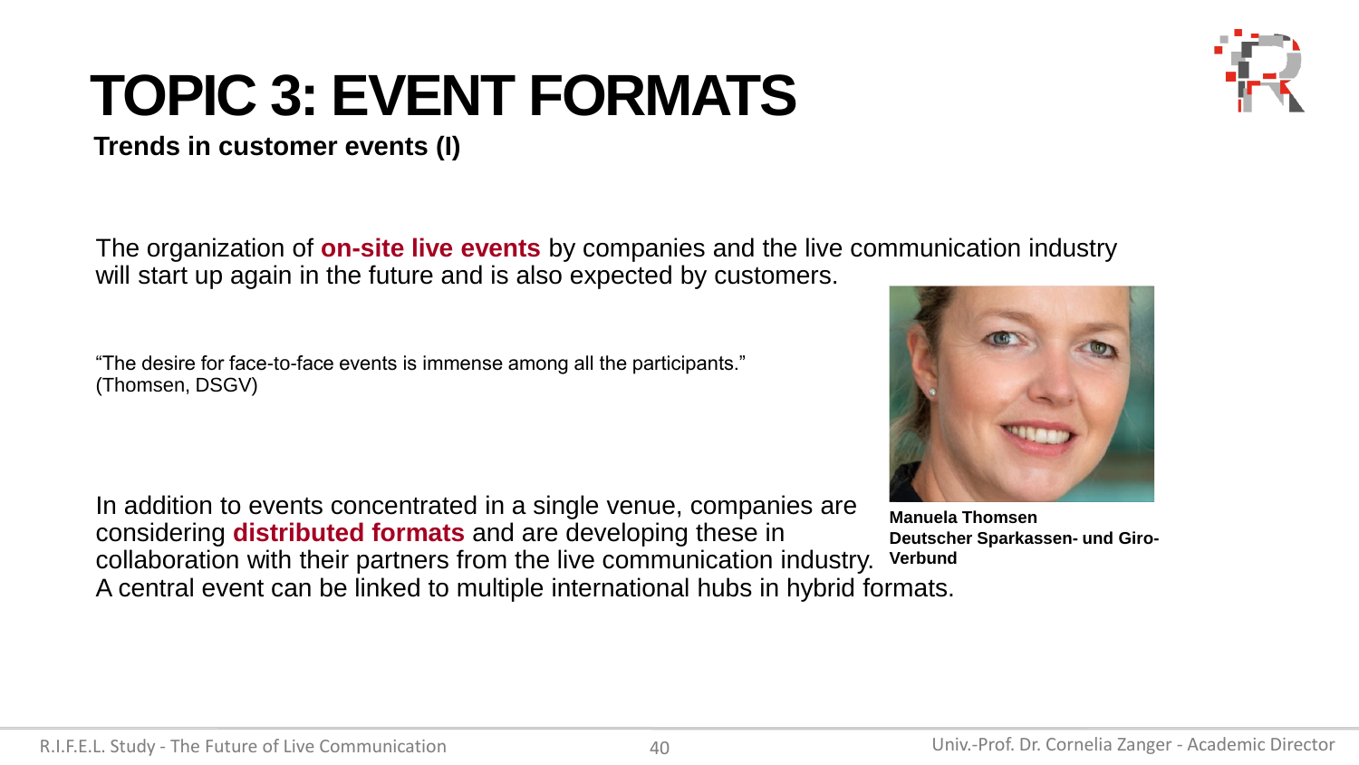# TOPIC 3: EVENT FORMATS

**Trends in customer events (I)**

The organization of **on-site live events** by companies and the live communication industry will start up again in the future and is also expected by customers.

"The desire for face-to-face events is immense among all the participants."
(Thomsen, DSGV)

**Manuela Thomsen**
**Deutscher Sparkassen- und Giro-Verbund**

In addition to events concentrated in a single venue, companies are considering **distributed formats** and are developing these in collaboration with their partners from the live communication industry. A central event can be linked to multiple international hubs in hybrid formats.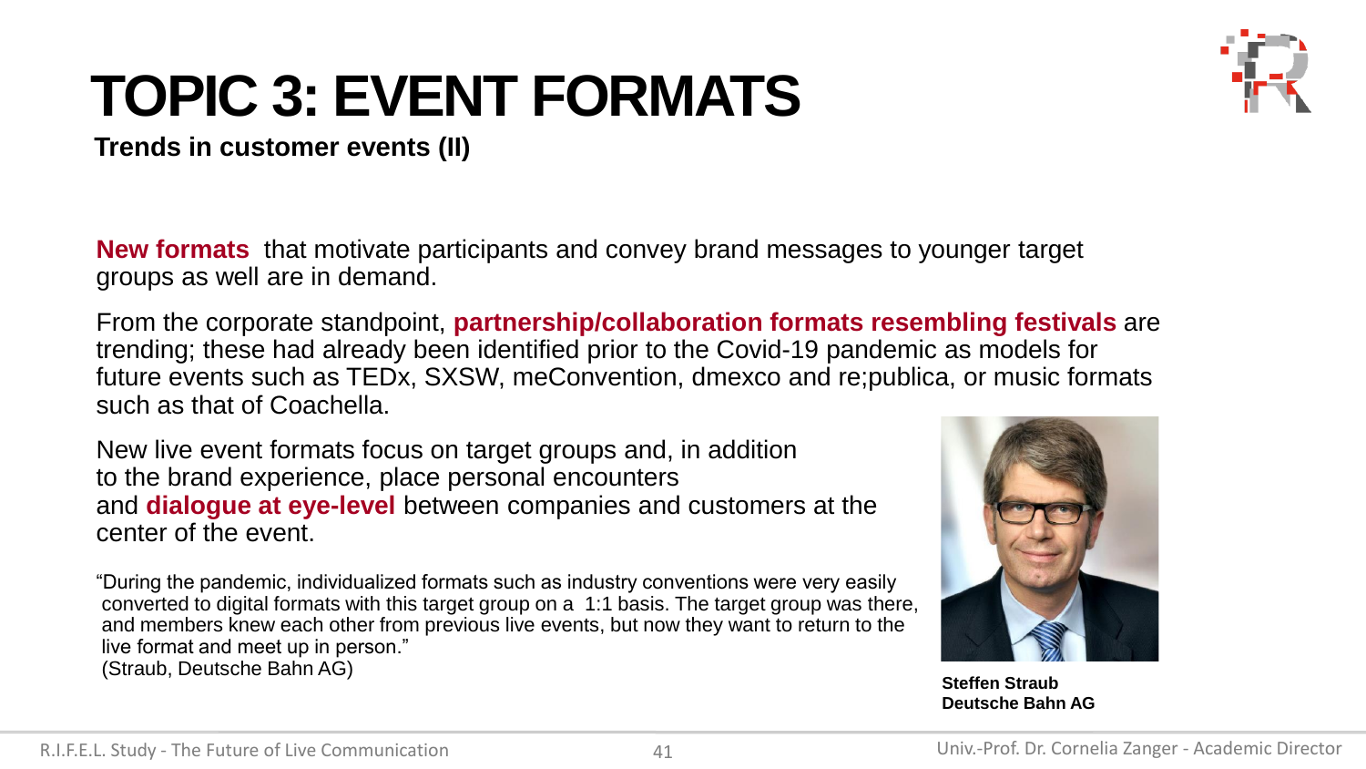# TOPIC 3: EVENT FORMATS

**Trends in customer events (II)**

**New formats** that motivate participants and convey brand messages to younger target groups as well are in demand.

From the corporate standpoint, **partnership/collaboration formats resembling festivals** are trending; these had already been identified prior to the Covid-19 pandemic as models for future events such as TEDx, SXSW, meConvention, dmexco and re;publica, or music formats such as that of Coachella.

New live event formats focus on target groups and, in addition to the brand experience, place personal encounters and **dialogue at eye-level** between companies and customers at the center of the event.

"During the pandemic, individualized formats such as industry conventions were very easily converted to digital formats with this target group on a 1:1 basis. The target group was there, and members knew each other from previous live events, but now they want to return to the live format and meet up in person."
(Straub, Deutsche Bahn AG)

**Steffen Straub**
**Deutsche Bahn AG**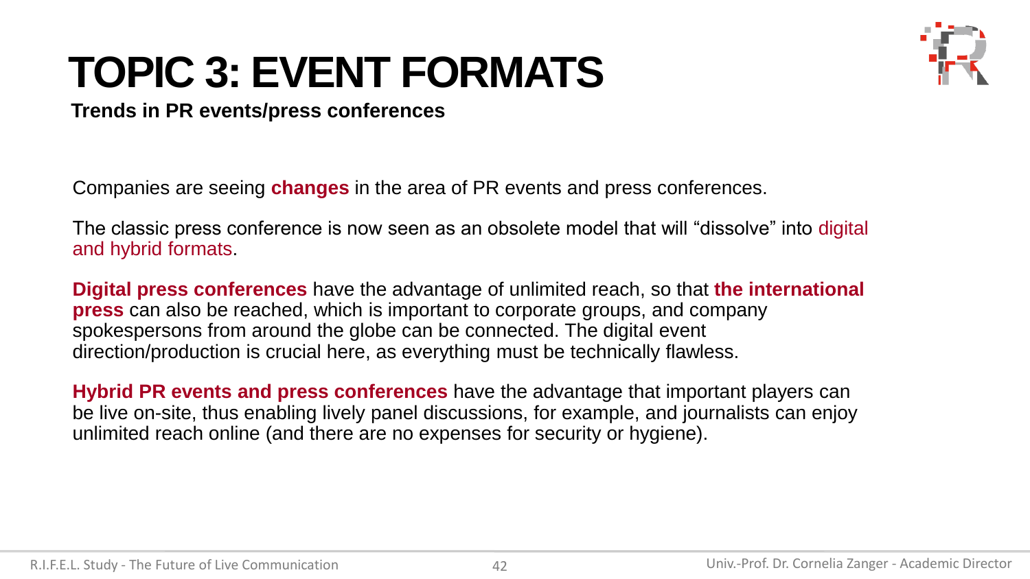# TOPIC 3: EVENT FORMATS

**Trends in PR events/press conferences**

Companies are seeing **changes** in the area of PR events and press conferences.

The classic press conference is now seen as an obsolete model that will “dissolve” into digital and hybrid formats.

**Digital press conferences** have the advantage of unlimited reach, so that **the international press** can also be reached, which is important to corporate groups, and company spokespersons from around the globe can be connected. The digital event direction/production is crucial here, as everything must be technically flawless.

**Hybrid PR events and press conferences** have the advantage that important players can be live on-site, thus enabling lively panel discussions, for example, and journalists can enjoy unlimited reach online (and there are no expenses for security or hygiene).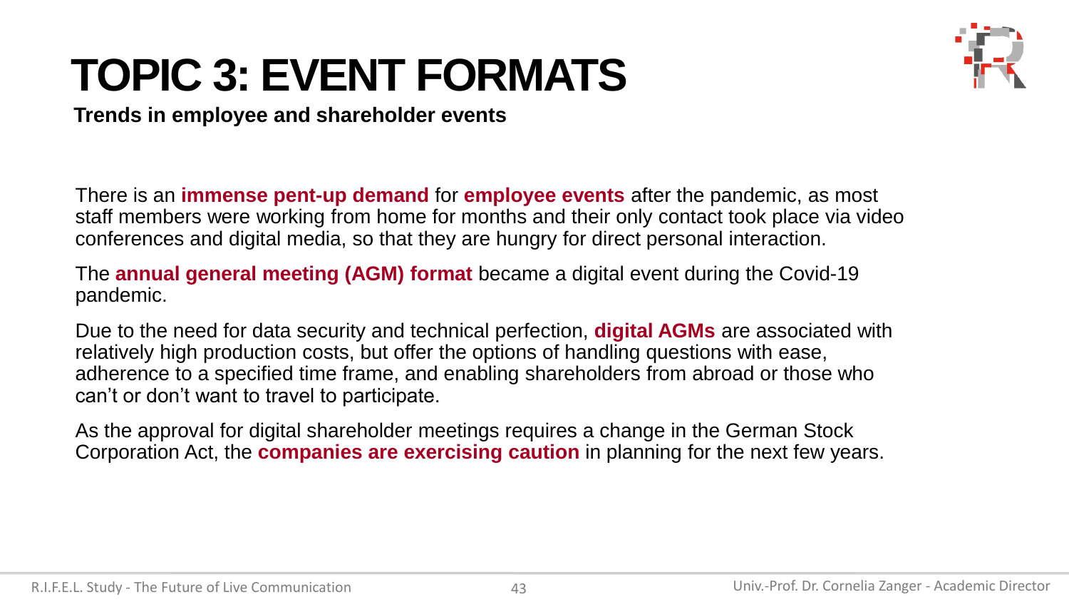# TOPIC 3: EVENT FORMATS

**Trends in employee and shareholder events**

There is an **immense pent-up demand** for **employee events** after the pandemic, as most staff members were working from home for months and their only contact took place via video conferences and digital media, so that they are hungry for direct personal interaction.

The **annual general meeting (AGM) format** became a digital event during the Covid-19 pandemic.

Due to the need for data security and technical perfection, **digital AGMs** are associated with relatively high production costs, but offer the options of handling questions with ease, adherence to a specified time frame, and enabling shareholders from abroad or those who can't or don't want to travel to participate.

As the approval for digital shareholder meetings requires a change in the German Stock Corporation Act, the **companies are exercising caution** in planning for the next few years.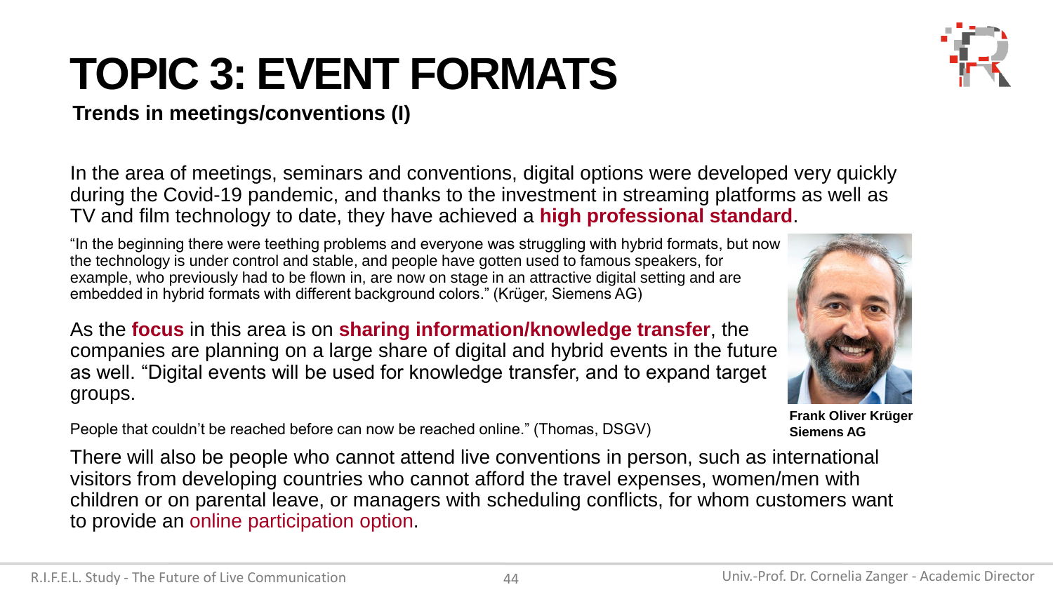# TOPIC 3: EVENT FORMATS

**Trends in meetings/conventions (I)**

In the area of meetings, seminars and conventions, digital options were developed very quickly during the Covid-19 pandemic, and thanks to the investment in streaming platforms as well as TV and film technology to date, they have achieved a **high professional standard**.

"In the beginning there were teething problems and everyone was struggling with hybrid formats, but now the technology is under control and stable, and people have gotten used to famous speakers, for example, who previously had to be flown in, are now on stage in an attractive digital setting and are embedded in hybrid formats with different background colors." (Krüger, Siemens AG)

As the **focus** in this area is on **sharing information/knowledge transfer**, the companies are planning on a large share of digital and hybrid events in the future as well. "Digital events will be used for knowledge transfer, and to expand target groups.

People that couldn't be reached before can now be reached online." (Thomas, DSGV)

**Frank Oliver Krüger**
**Siemens AG**

There will also be people who cannot attend live conventions in person, such as international visitors from developing countries who cannot afford the travel expenses, women/men with children or on parental leave, or managers with scheduling conflicts, for whom customers want to provide an online participation option.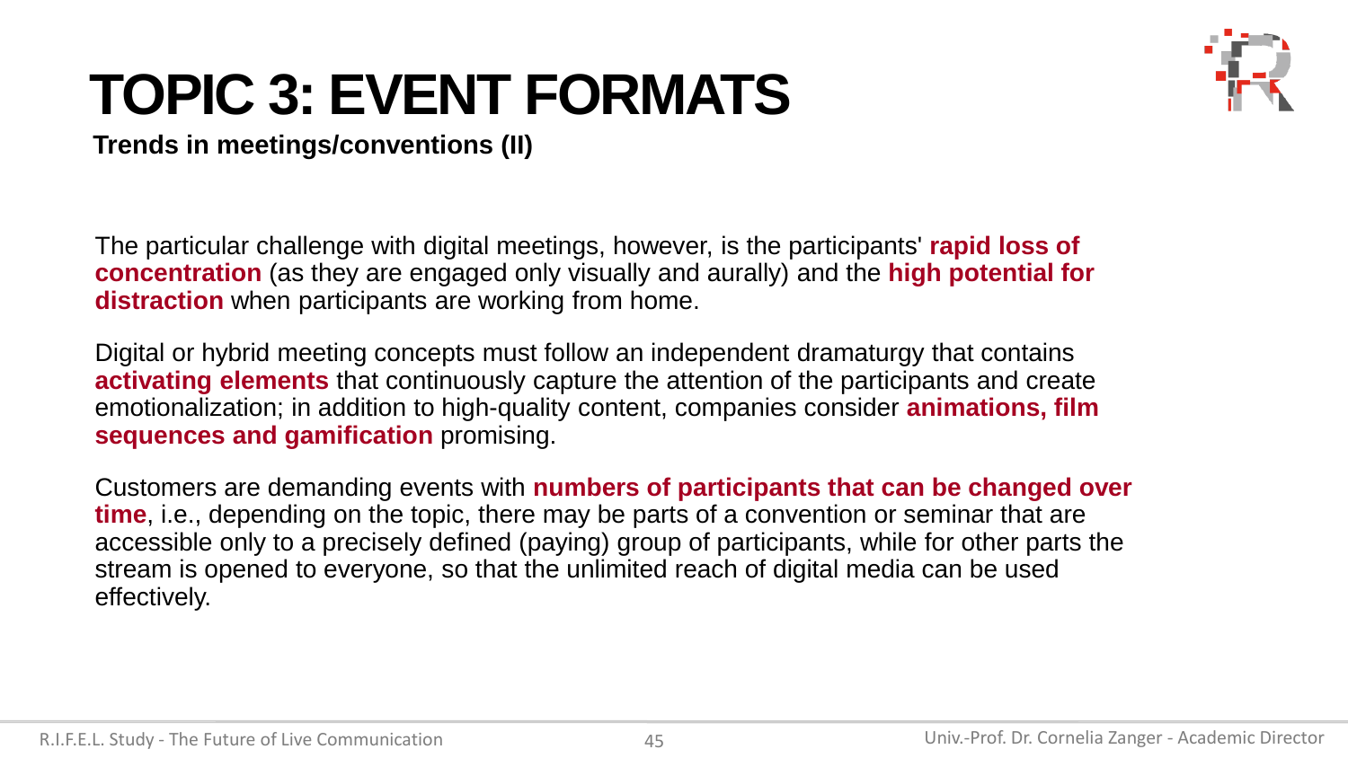# TOPIC 3: EVENT FORMATS

**Trends in meetings/conventions (II)**

The particular challenge with digital meetings, however, is the participants' **rapid loss of concentration** (as they are engaged only visually and aurally) and the **high potential for distraction** when participants are working from home.

Digital or hybrid meeting concepts must follow an independent dramaturgy that contains **activating elements** that continuously capture the attention of the participants and create emotionalization; in addition to high-quality content, companies consider **animations, film sequences and gamification** promising.

Customers are demanding events with **numbers of participants that can be changed over time**, i.e., depending on the topic, there may be parts of a convention or seminar that are accessible only to a precisely defined (paying) group of participants, while for other parts the stream is opened to everyone, so that the unlimited reach of digital media can be used effectively.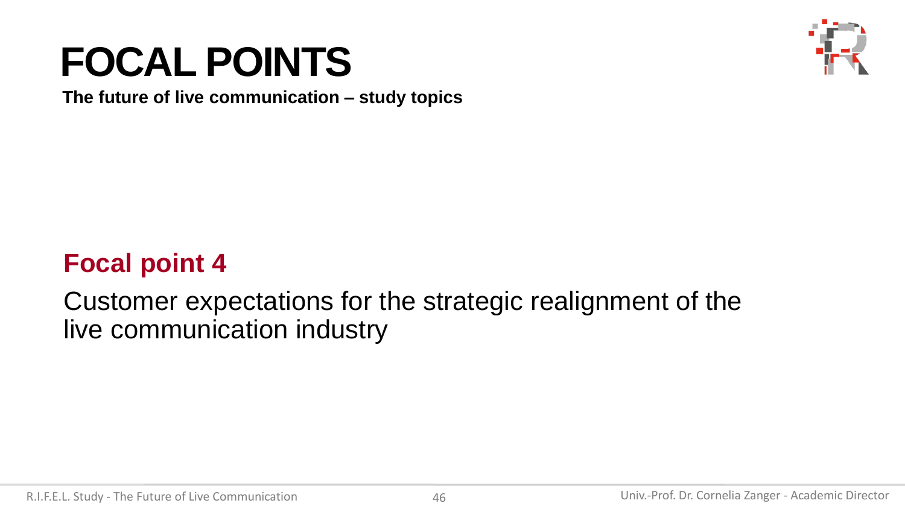# FOCAL POINTS

**The future of live communication – study topics**

## Focal point 4

Customer expectations for the strategic realignment of the live communication industry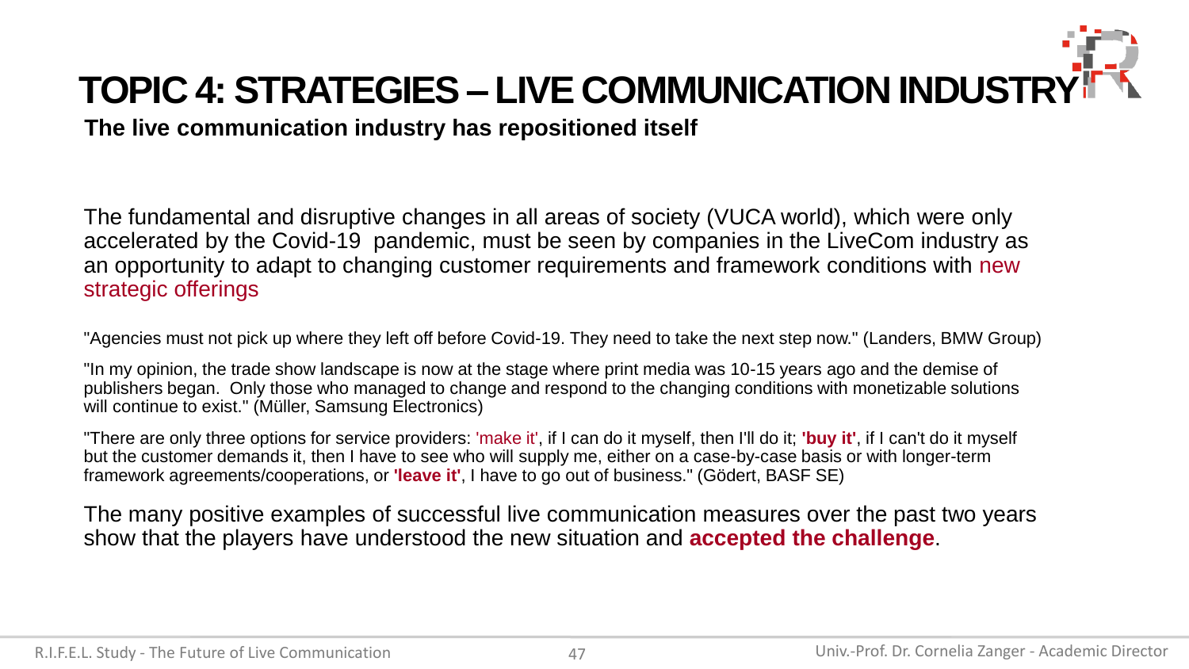# TOPIC 4: STRATEGIES – LIVE COMMUNICATION INDUSTRY

**The live communication industry has repositioned itself**

The fundamental and disruptive changes in all areas of society (VUCA world), which were only accelerated by the Covid-19 pandemic, must be seen by companies in the LiveCom industry as an opportunity to adapt to changing customer requirements and framework conditions with new strategic offerings

"Agencies must not pick up where they left off before Covid-19. They need to take the next step now." (Landers, BMW Group)

"In my opinion, the trade show landscape is now at the stage where print media was 10-15 years ago and the demise of publishers began. Only those who managed to change and respond to the changing conditions with monetizable solutions will continue to exist." (Müller, Samsung Electronics)

"There are only three options for service providers: 'make it', if I can do it myself, then I'll do it; **'buy it'**, if I can't do it myself but the customer demands it, then I have to see who will supply me, either on a case-by-case basis or with longer-term framework agreements/cooperations, or **'leave it'**, I have to go out of business." (Gödert, BASF SE)

The many positive examples of successful live communication measures over the past two years show that the players have understood the new situation and **accepted the challenge**.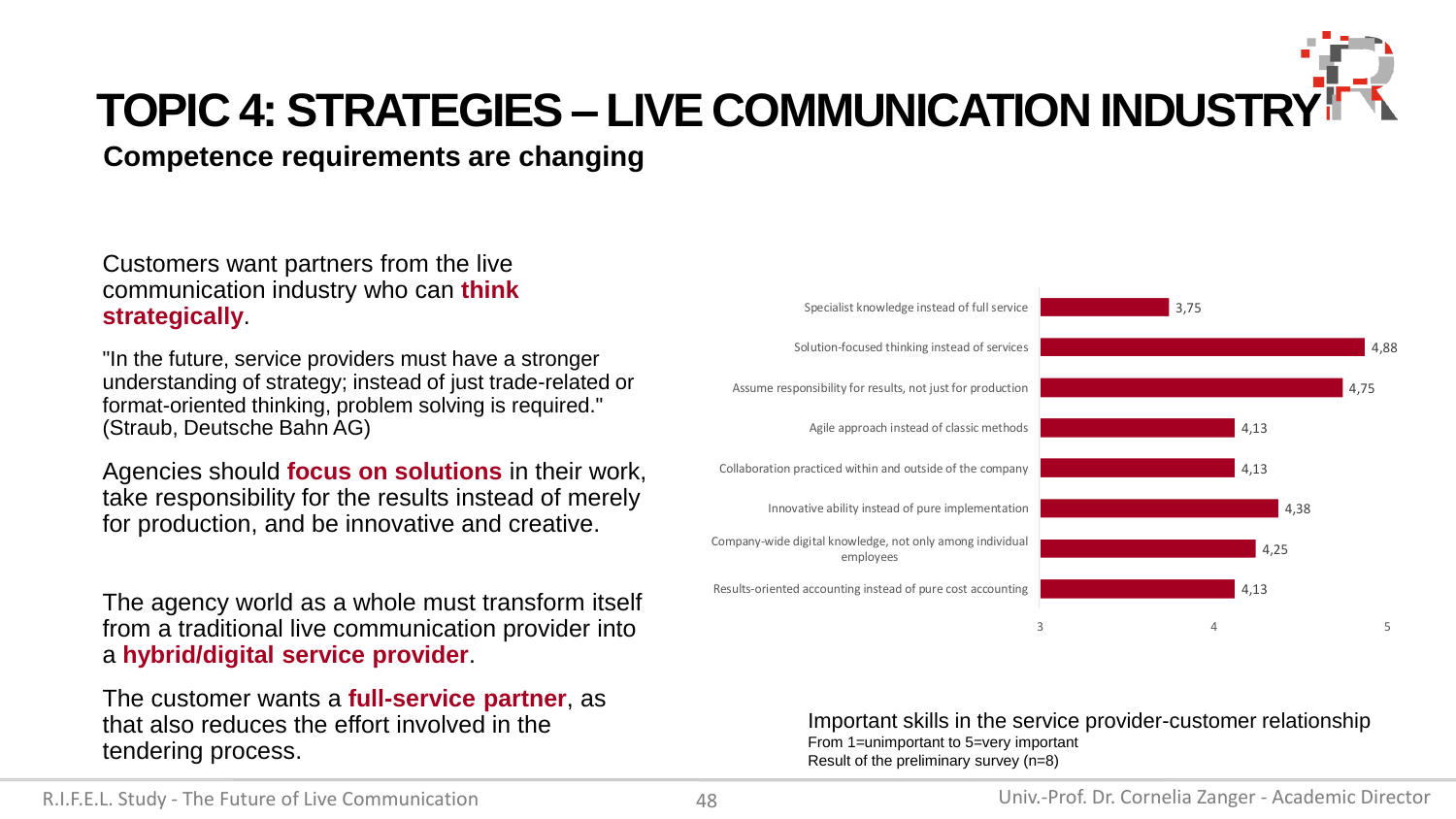# TOPIC 4: STRATEGIES – LIVE COMMUNICATION INDUSTRY

## Competence requirements are changing

Customers want partners from the live communication industry who can **think strategically**.

"In the future, service providers must have a stronger understanding of strategy; instead of just trade-related or format-oriented thinking, problem solving is required." (Straub, Deutsche Bahn AG)

Agencies should **focus on solutions** in their work, take responsibility for the results instead of merely for production, and be innovative and creative.

The agency world as a whole must transform itself from a traditional live communication provider into a **hybrid/digital service provider**.

The customer wants a **full-service partner**, as that also reduces the effort involved in the tendering process.

| Skill | Rating |
| --- | --- |
| Specialist knowledge instead of full service | 3,75 |
| Solution-focused thinking instead of services | 4,88 |
| Assume responsibility for results, not just for production | 4,75 |
| Agile approach instead of classic methods | 4,13 |
| Collaboration practiced within and outside of the company | 4,13 |
| Innovative ability instead of pure implementation | 4,38 |
| Company-wide digital knowledge, not only among individual employees | 4,25 |
| Results-oriented accounting instead of pure cost accounting | 4,13 |

Important skills in the service provider-customer relationship
From 1=unimportant to 5=very important
Result of the preliminary survey (n=8)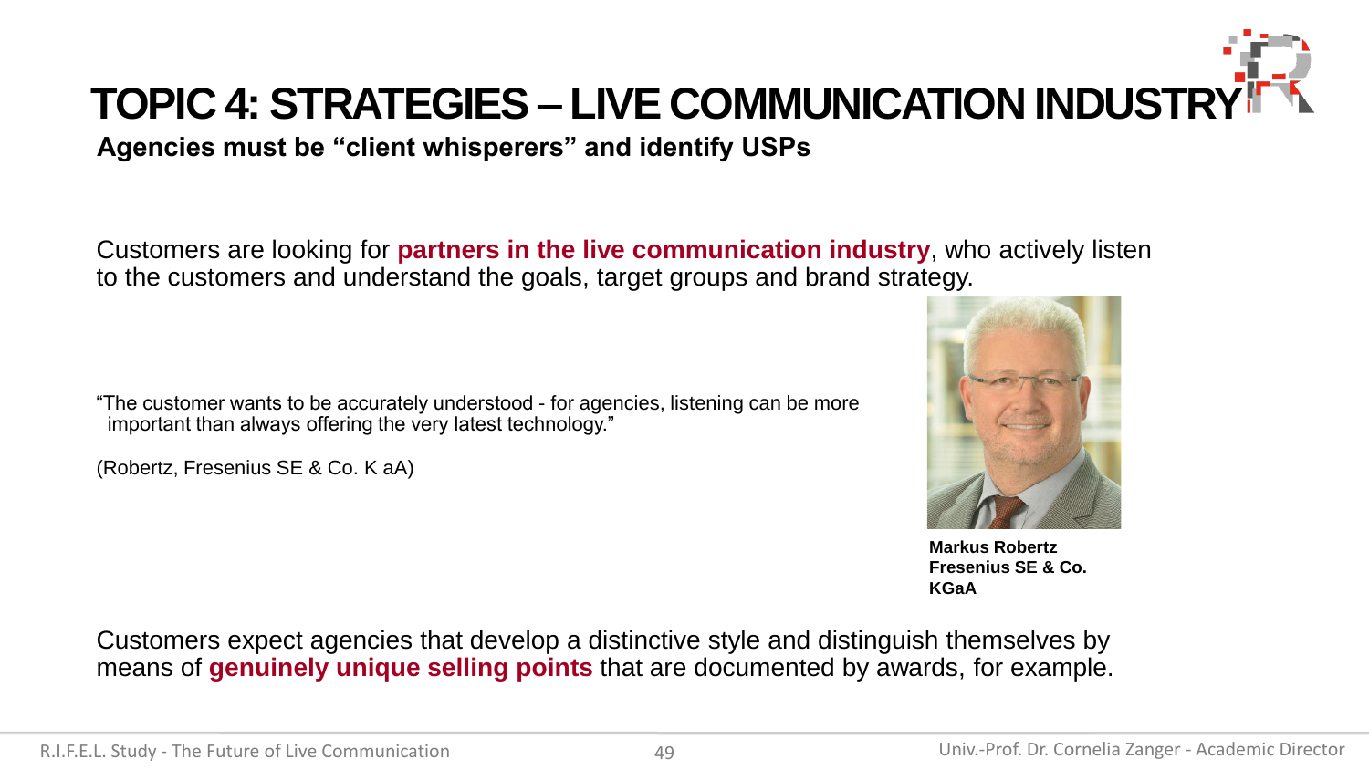# TOPIC 4: STRATEGIES – LIVE COMMUNICATION INDUSTRY

**Agencies must be "client whisperers" and identify USPs**

Customers are looking for **partners in the live communication industry**, who actively listen to the customers and understand the goals, target groups and brand strategy.

"The customer wants to be accurately understood - for agencies, listening can be more important than always offering the very latest technology."

(Robertz, Fresenius SE & Co. K aA)

**Markus Robertz**
**Fresenius SE & Co. KGaA**

Customers expect agencies that develop a distinctive style and distinguish themselves by means of **genuinely unique selling points** that are documented by awards, for example.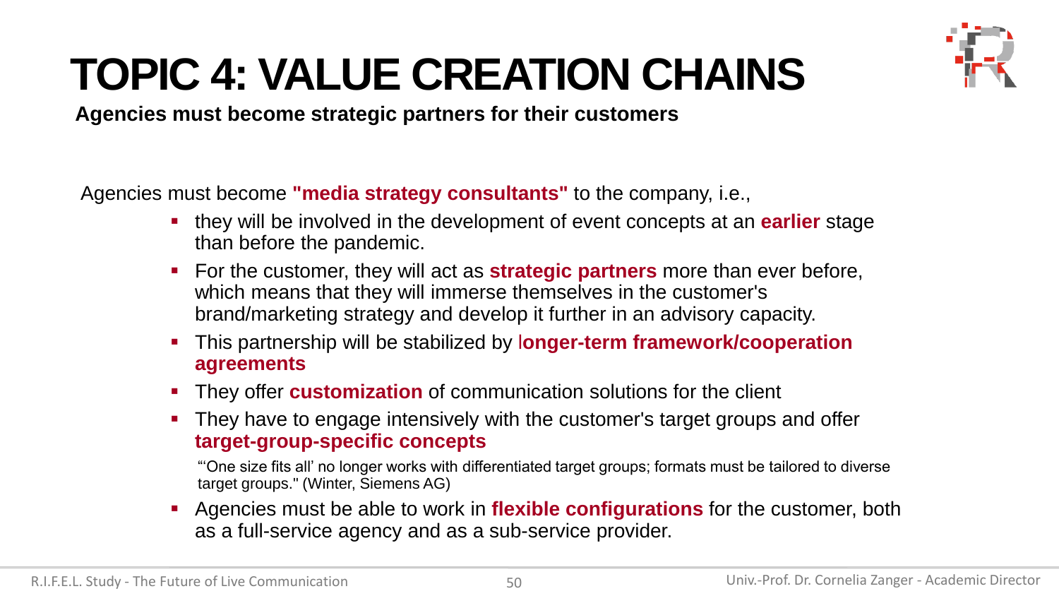# TOPIC 4: VALUE CREATION CHAINS

**Agencies must become strategic partners for their customers**

Agencies must become **"media strategy consultants"** to the company, i.e.,

- they will be involved in the development of event concepts at an **earlier** stage than before the pandemic.
- For the customer, they will act as **strategic partners** more than ever before, which means that they will immerse themselves in the customer's brand/marketing strategy and develop it further in an advisory capacity.
- This partnership will be stabilized by l**onger-term framework/cooperation agreements**
- They offer **customization** of communication solutions for the client
- They have to engage intensively with the customer's target groups and offer **target-group-specific concepts**

  "'One size fits all' no longer works with differentiated target groups; formats must be tailored to diverse target groups." (Winter, Siemens AG)

- Agencies must be able to work in **flexible configurations** for the customer, both as a full-service agency and as a sub-service provider.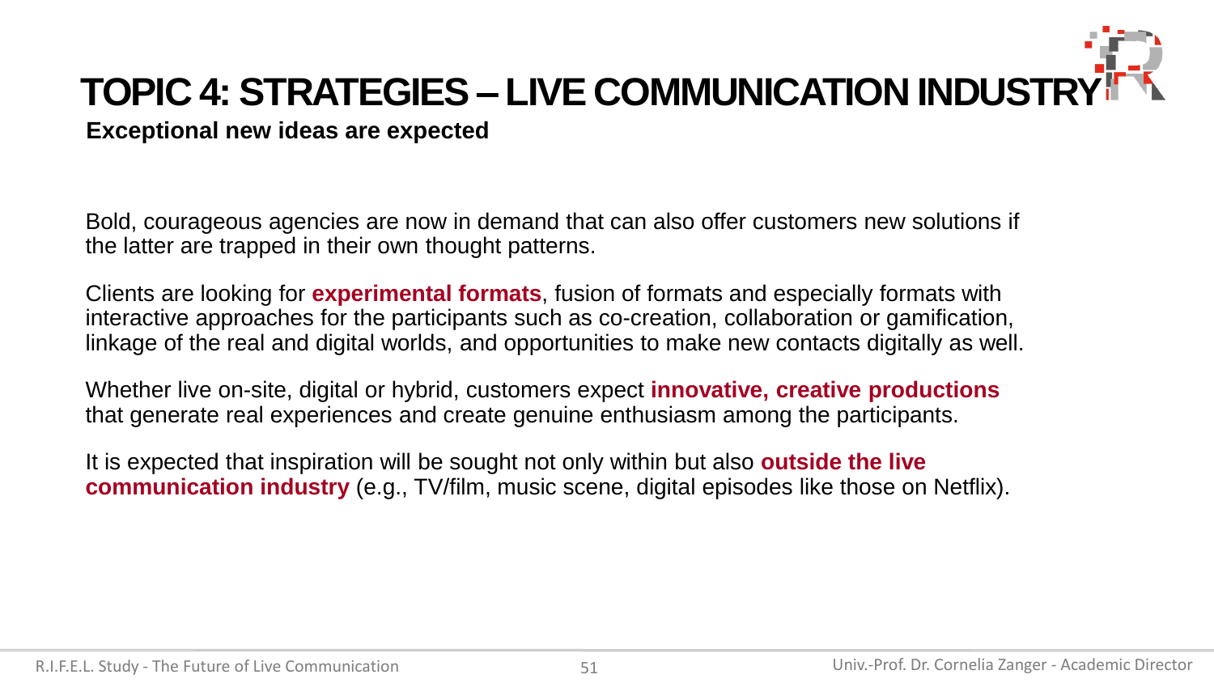# TOPIC 4: STRATEGIES – LIVE COMMUNICATION INDUSTRY

**Exceptional new ideas are expected**

Bold, courageous agencies are now in demand that can also offer customers new solutions if the latter are trapped in their own thought patterns.

Clients are looking for **experimental formats**, fusion of formats and especially formats with interactive approaches for the participants such as co-creation, collaboration or gamification, linkage of the real and digital worlds, and opportunities to make new contacts digitally as well.

Whether live on-site, digital or hybrid, customers expect **innovative, creative productions** that generate real experiences and create genuine enthusiasm among the participants.

It is expected that inspiration will be sought not only within but also **outside the live communication industry** (e.g., TV/film, music scene, digital episodes like those on Netflix).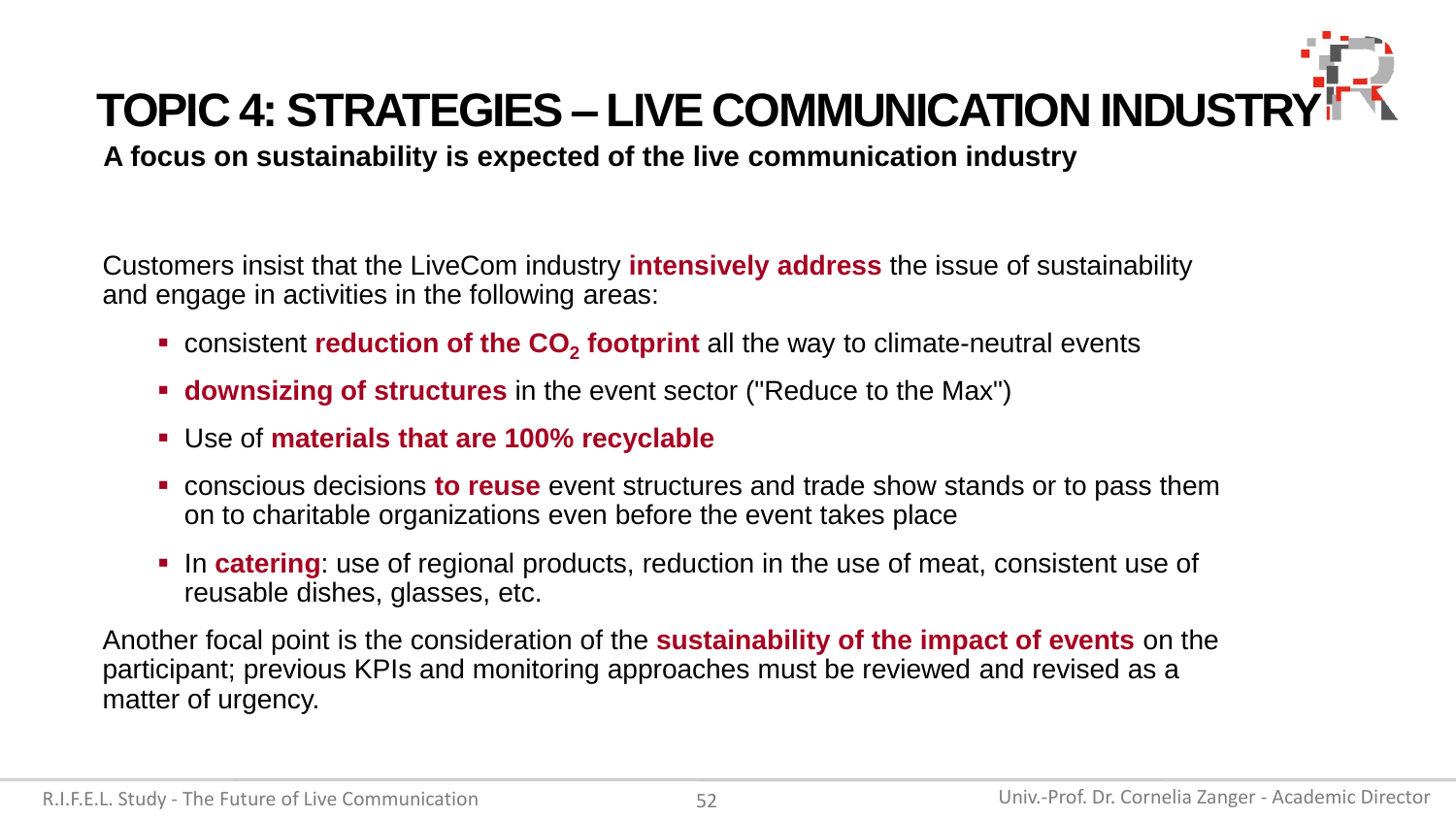# TOPIC 4: STRATEGIES – LIVE COMMUNICATION INDUSTRY

**A focus on sustainability is expected of the live communication industry**

Customers insist that the LiveCom industry **intensively address** the issue of sustainability and engage in activities in the following areas:

- consistent **reduction of the $CO_2$ footprint** all the way to climate-neutral events
- **downsizing of structures** in the event sector ("Reduce to the Max")
- Use of **materials that are 100% recyclable**
- conscious decisions **to reuse** event structures and trade show stands or to pass them on to charitable organizations even before the event takes place
- In **catering**: use of regional products, reduction in the use of meat, consistent use of reusable dishes, glasses, etc.

Another focal point is the consideration of the **sustainability of the impact of events** on the participant; previous KPIs and monitoring approaches must be reviewed and revised as a matter of urgency.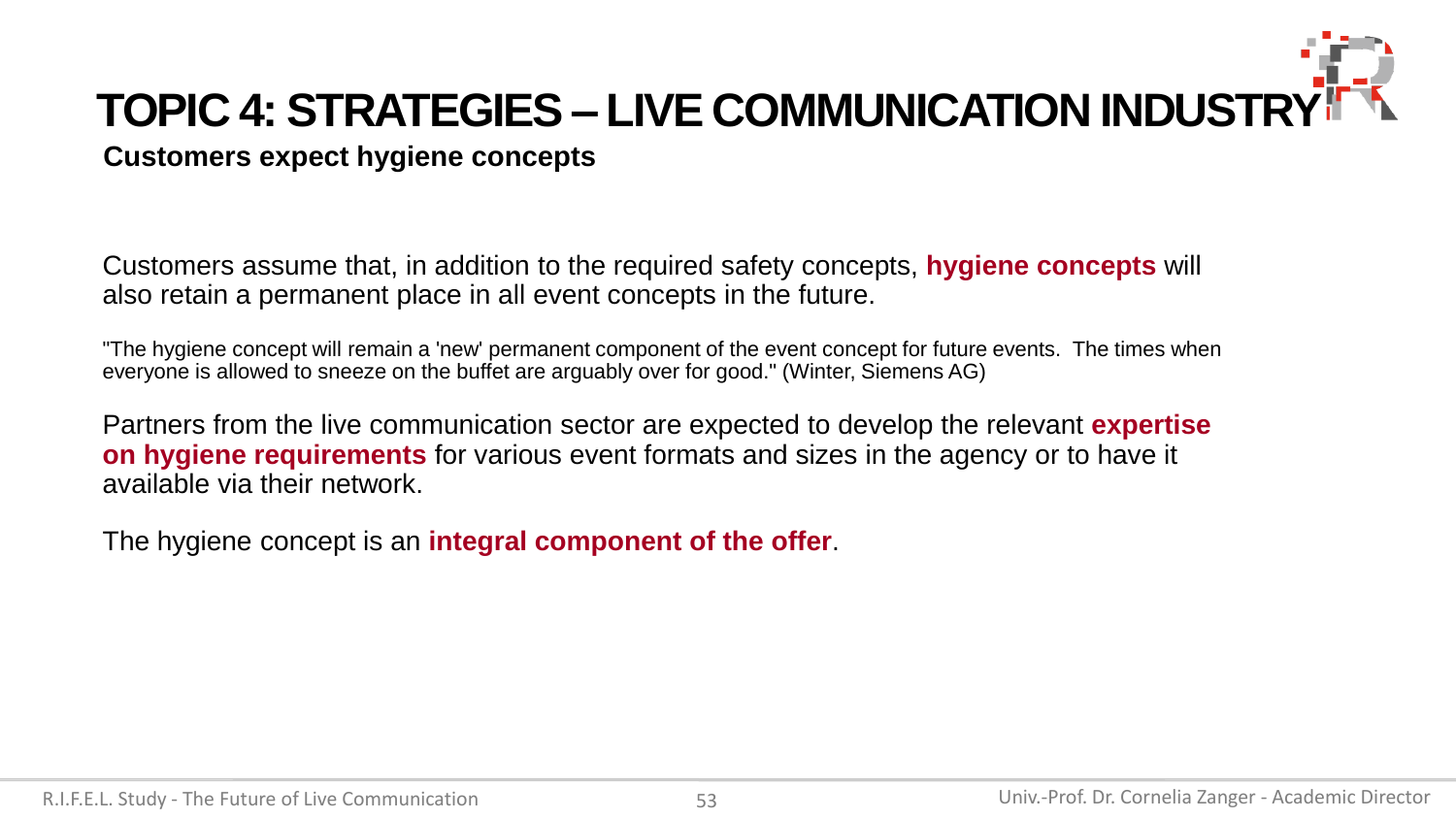# TOPIC 4: STRATEGIES – LIVE COMMUNICATION INDUSTRY

**Customers expect hygiene concepts**

Customers assume that, in addition to the required safety concepts, **hygiene concepts** will also retain a permanent place in all event concepts in the future.

"The hygiene concept will remain a 'new' permanent component of the event concept for future events. The times when everyone is allowed to sneeze on the buffet are arguably over for good." (Winter, Siemens AG)

Partners from the live communication sector are expected to develop the relevant **expertise on hygiene requirements** for various event formats and sizes in the agency or to have it available via their network.

The hygiene concept is an **integral component of the offer**.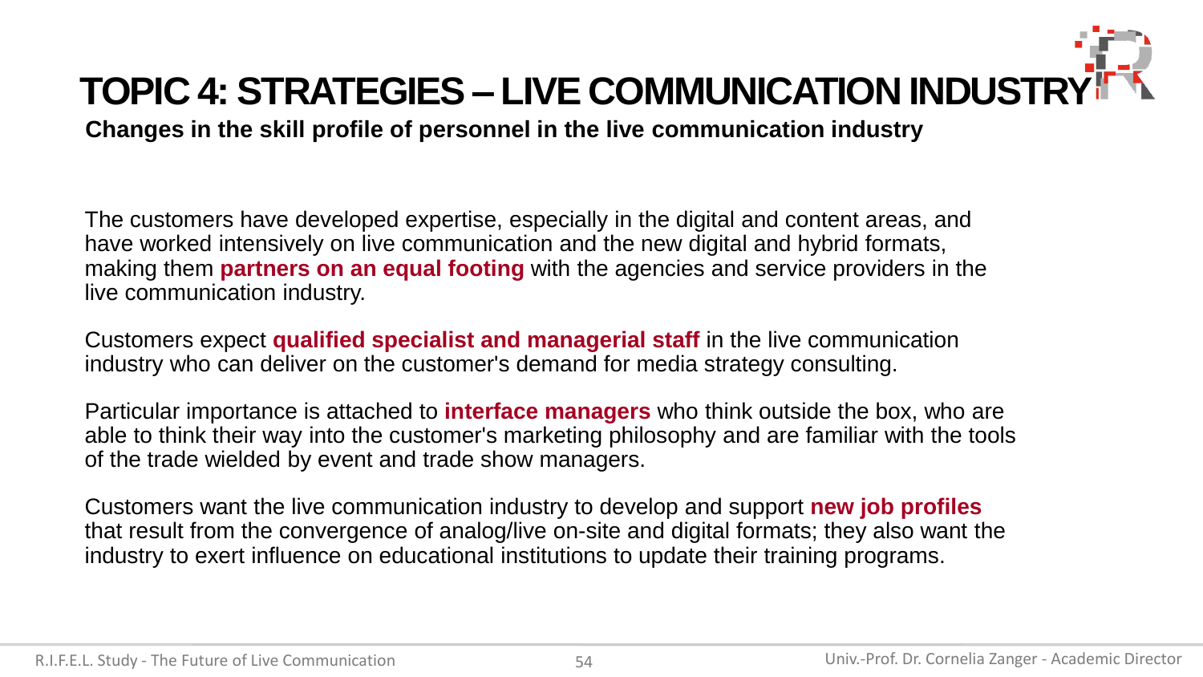# TOPIC 4: STRATEGIES – LIVE COMMUNICATION INDUSTRY

**Changes in the skill profile of personnel in the live communication industry**

The customers have developed expertise, especially in the digital and content areas, and have worked intensively on live communication and the new digital and hybrid formats, making them **partners on an equal footing** with the agencies and service providers in the live communication industry.

Customers expect **qualified specialist and managerial staff** in the live communication industry who can deliver on the customer's demand for media strategy consulting.

Particular importance is attached to **interface managers** who think outside the box, who are able to think their way into the customer's marketing philosophy and are familiar with the tools of the trade wielded by event and trade show managers.

Customers want the live communication industry to develop and support **new job profiles** that result from the convergence of analog/live on-site and digital formats; they also want the industry to exert influence on educational institutions to update their training programs.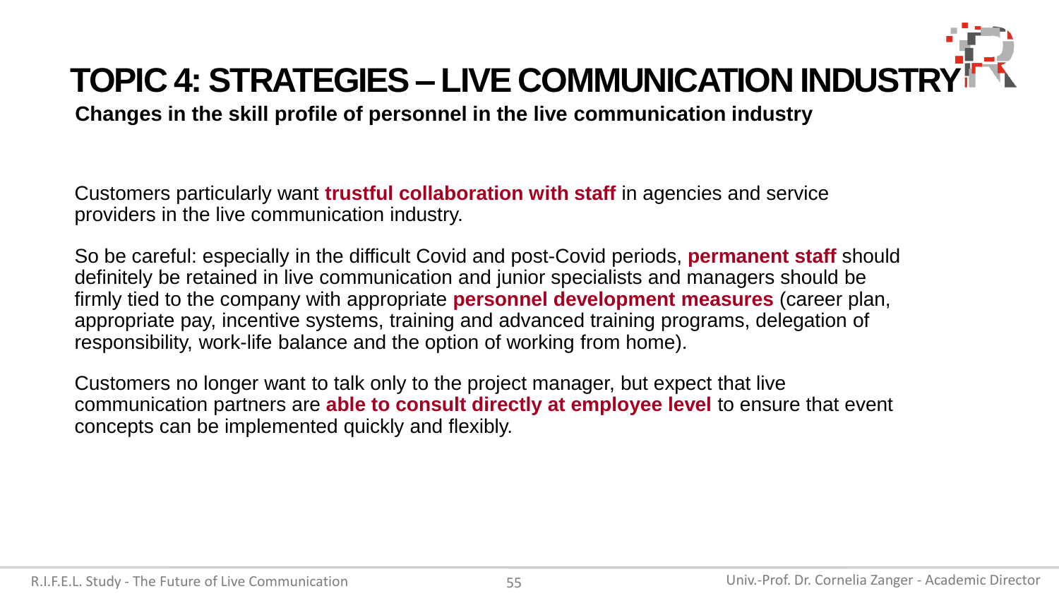# TOPIC 4: STRATEGIES – LIVE COMMUNICATION INDUSTRY

**Changes in the skill profile of personnel in the live communication industry**

Customers particularly want **trustful collaboration with staff** in agencies and service providers in the live communication industry.

So be careful: especially in the difficult Covid and post-Covid periods, **permanent staff** should definitely be retained in live communication and junior specialists and managers should be firmly tied to the company with appropriate **personnel development measures** (career plan, appropriate pay, incentive systems, training and advanced training programs, delegation of responsibility, work-life balance and the option of working from home).

Customers no longer want to talk only to the project manager, but expect that live communication partners are **able to consult directly at employee level** to ensure that event concepts can be implemented quickly and flexibly.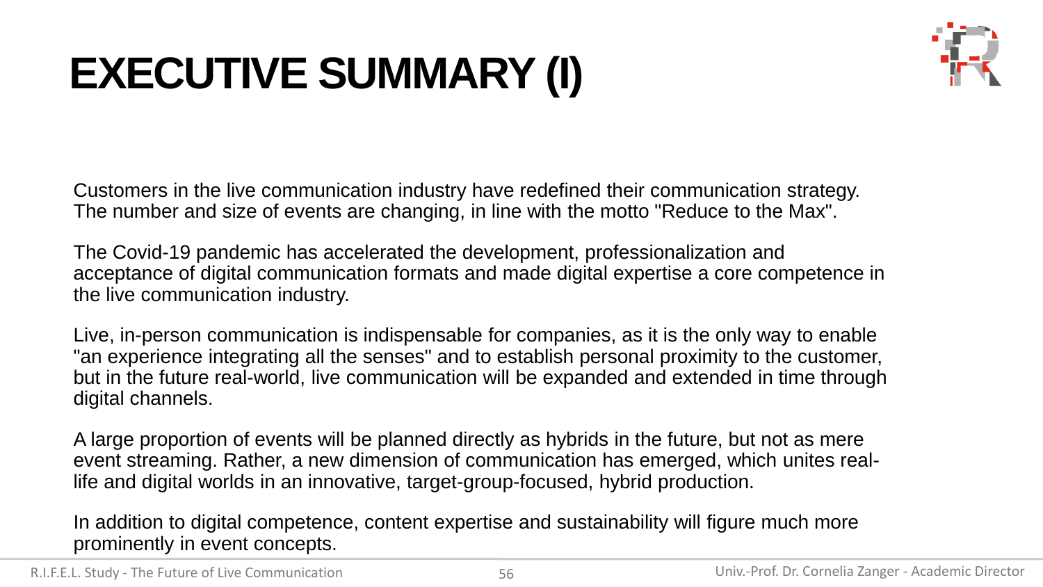# EXECUTIVE SUMMARY (I)

Customers in the live communication industry have redefined their communication strategy. The number and size of events are changing, in line with the motto "Reduce to the Max".

The Covid-19 pandemic has accelerated the development, professionalization and acceptance of digital communication formats and made digital expertise a core competence in the live communication industry.

Live, in-person communication is indispensable for companies, as it is the only way to enable "an experience integrating all the senses" and to establish personal proximity to the customer, but in the future real-world, live communication will be expanded and extended in time through digital channels.

A large proportion of events will be planned directly as hybrids in the future, but not as mere event streaming. Rather, a new dimension of communication has emerged, which unites real-life and digital worlds in an innovative, target-group-focused, hybrid production.

In addition to digital competence, content expertise and sustainability will figure much more prominently in event concepts.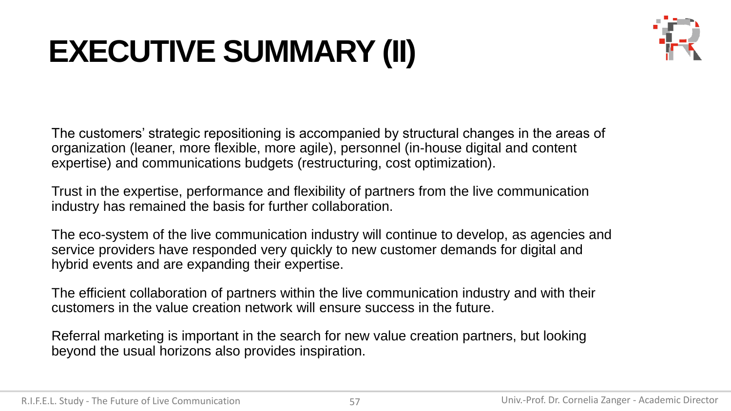# EXECUTIVE SUMMARY (II)

The customers' strategic repositioning is accompanied by structural changes in the areas of organization (leaner, more flexible, more agile), personnel (in-house digital and content expertise) and communications budgets (restructuring, cost optimization).

Trust in the expertise, performance and flexibility of partners from the live communication industry has remained the basis for further collaboration.

The eco-system of the live communication industry will continue to develop, as agencies and service providers have responded very quickly to new customer demands for digital and hybrid events and are expanding their expertise.

The efficient collaboration of partners within the live communication industry and with their customers in the value creation network will ensure success in the future.

Referral marketing is important in the search for new value creation partners, but looking beyond the usual horizons also provides inspiration.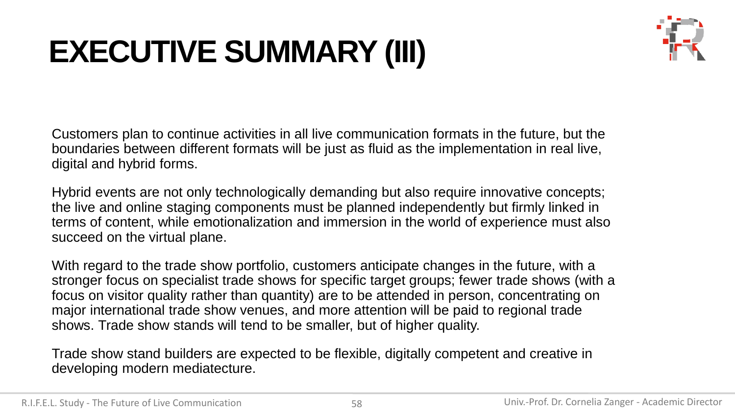# EXECUTIVE SUMMARY (III)

Customers plan to continue activities in all live communication formats in the future, but the boundaries between different formats will be just as fluid as the implementation in real live, digital and hybrid forms.

Hybrid events are not only technologically demanding but also require innovative concepts; the live and online staging components must be planned independently but firmly linked in terms of content, while emotionalization and immersion in the world of experience must also succeed on the virtual plane.

With regard to the trade show portfolio, customers anticipate changes in the future, with a stronger focus on specialist trade shows for specific target groups; fewer trade shows (with a focus on visitor quality rather than quantity) are to be attended in person, concentrating on major international trade show venues, and more attention will be paid to regional trade shows. Trade show stands will tend to be smaller, but of higher quality.

Trade show stand builders are expected to be flexible, digitally competent and creative in developing modern mediatecture.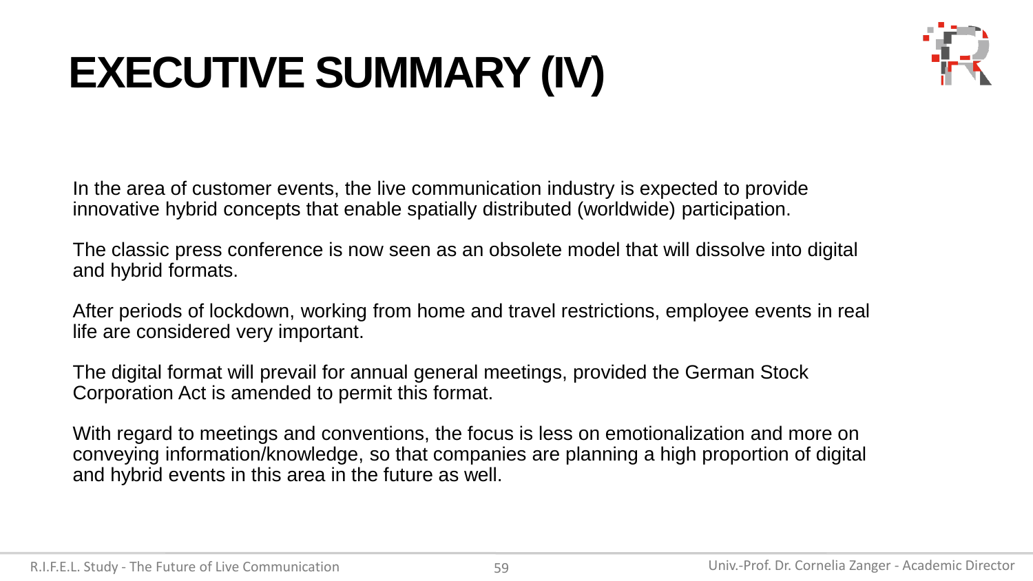# EXECUTIVE SUMMARY (IV)

In the area of customer events, the live communication industry is expected to provide innovative hybrid concepts that enable spatially distributed (worldwide) participation.

The classic press conference is now seen as an obsolete model that will dissolve into digital and hybrid formats.

After periods of lockdown, working from home and travel restrictions, employee events in real life are considered very important.

The digital format will prevail for annual general meetings, provided the German Stock Corporation Act is amended to permit this format.

With regard to meetings and conventions, the focus is less on emotionalization and more on conveying information/knowledge, so that companies are planning a high proportion of digital and hybrid events in this area in the future as well.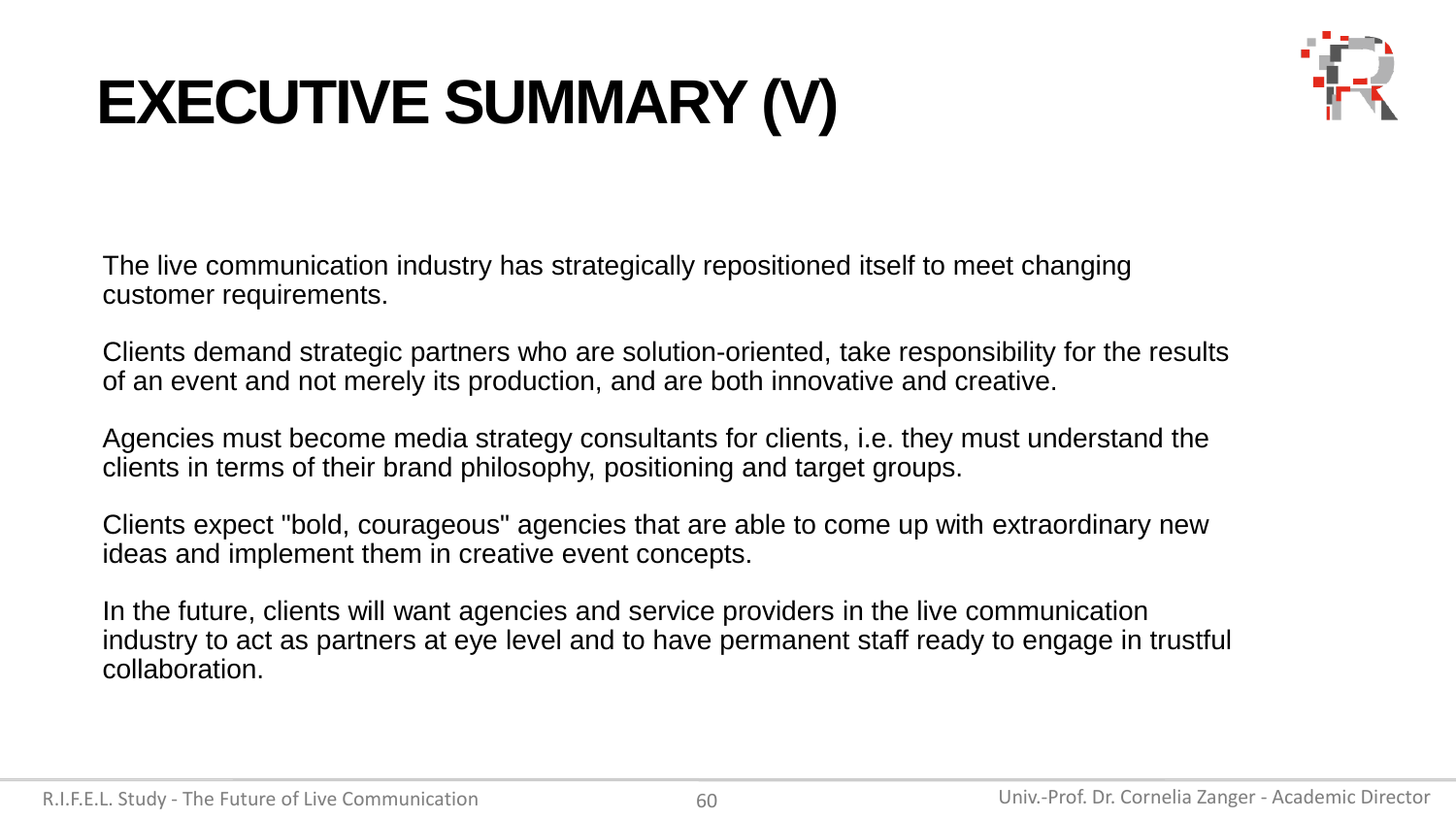# EXECUTIVE SUMMARY (V)

The live communication industry has strategically repositioned itself to meet changing customer requirements.

Clients demand strategic partners who are solution-oriented, take responsibility for the results of an event and not merely its production, and are both innovative and creative.

Agencies must become media strategy consultants for clients, i.e. they must understand the clients in terms of their brand philosophy, positioning and target groups.

Clients expect "bold, courageous" agencies that are able to come up with extraordinary new ideas and implement them in creative event concepts.

In the future, clients will want agencies and service providers in the live communication industry to act as partners at eye level and to have permanent staff ready to engage in trustful collaboration.